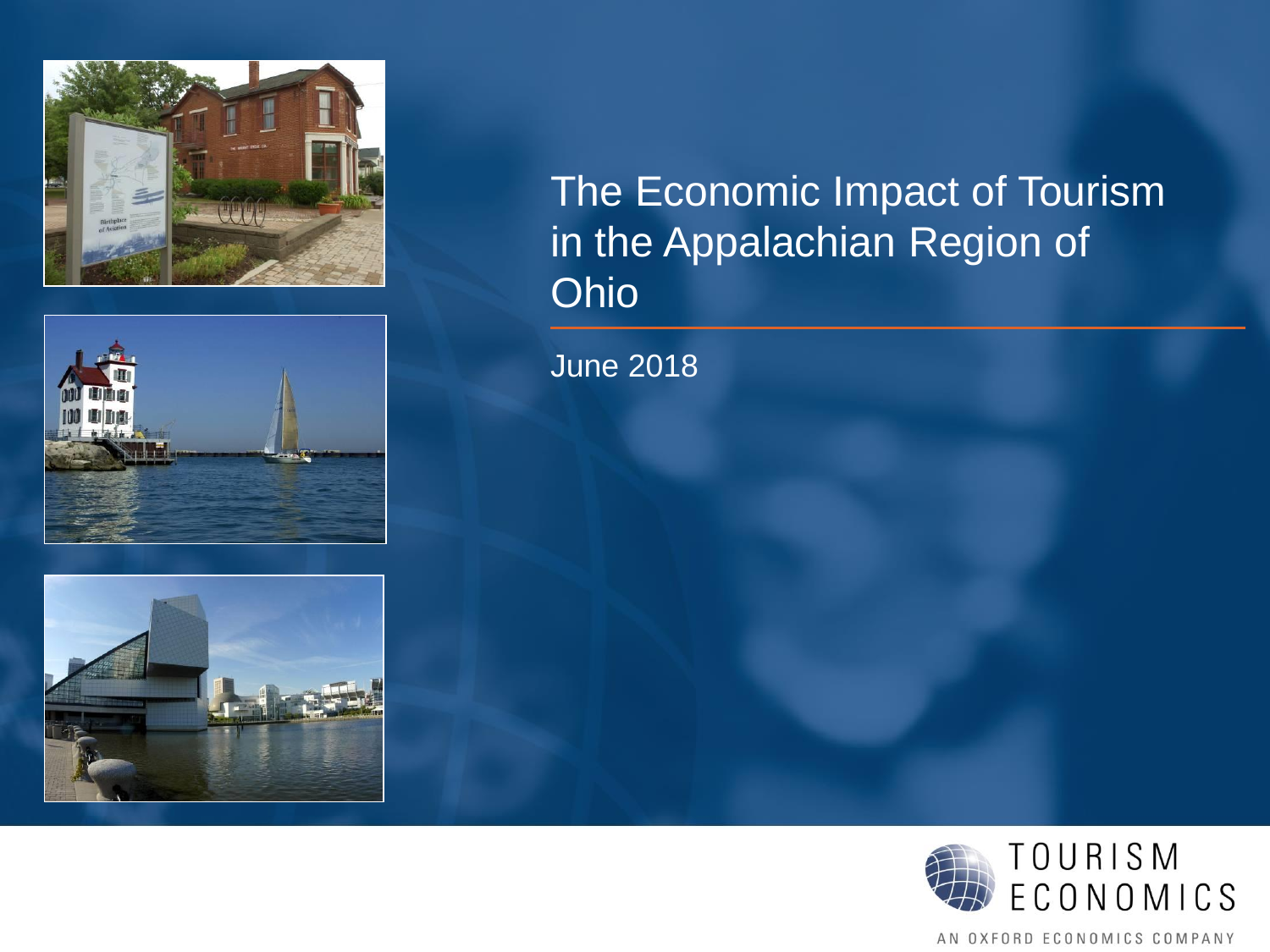# The Economic Impact of Tourism in the Appalachian Region of Ohio

June 2018

TOURISM ECONOMICS

AN OXFORD ECONOMICS COMPANY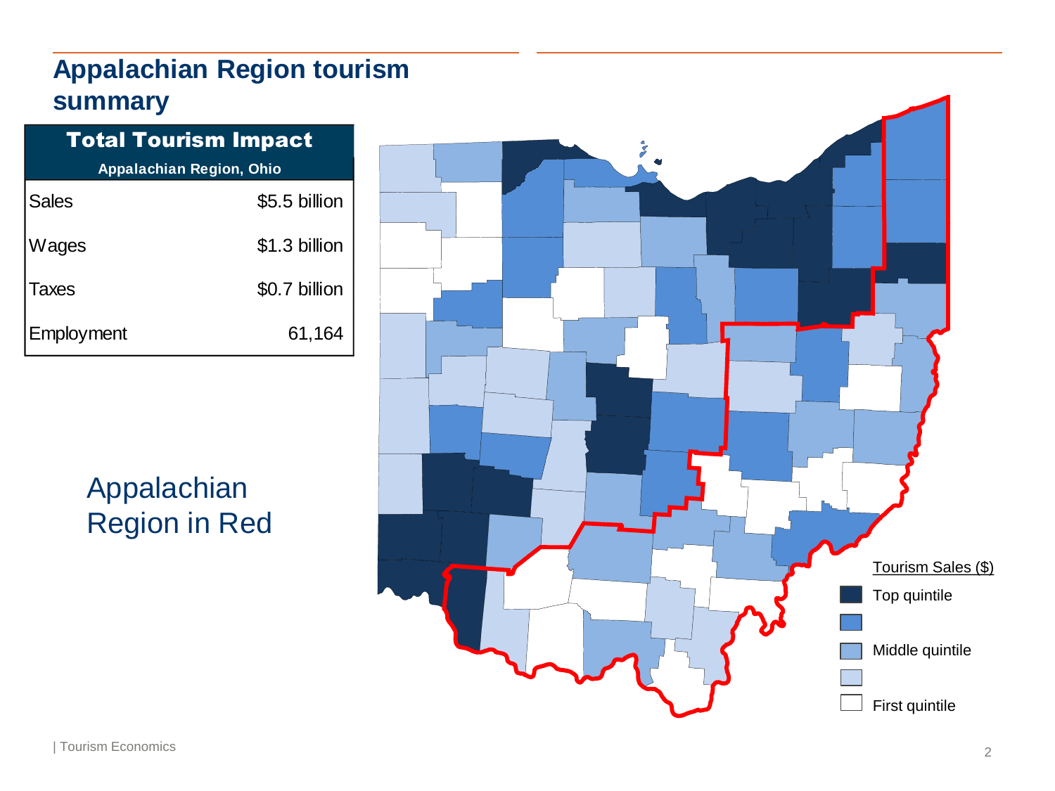# Appalachian Region tourism summary

| Total Tourism Impact | |
|---|---|
| Appalachian Region, Ohio | |
| Sales | $5.5 billion |
| Wages | $1.3 billion |
| Taxes | $0.7 billion |
| Employment | 61,164 |

Appalachian Region in Red

Tourism Sales ($)

- Top quintile
- Middle quintile
- First quintile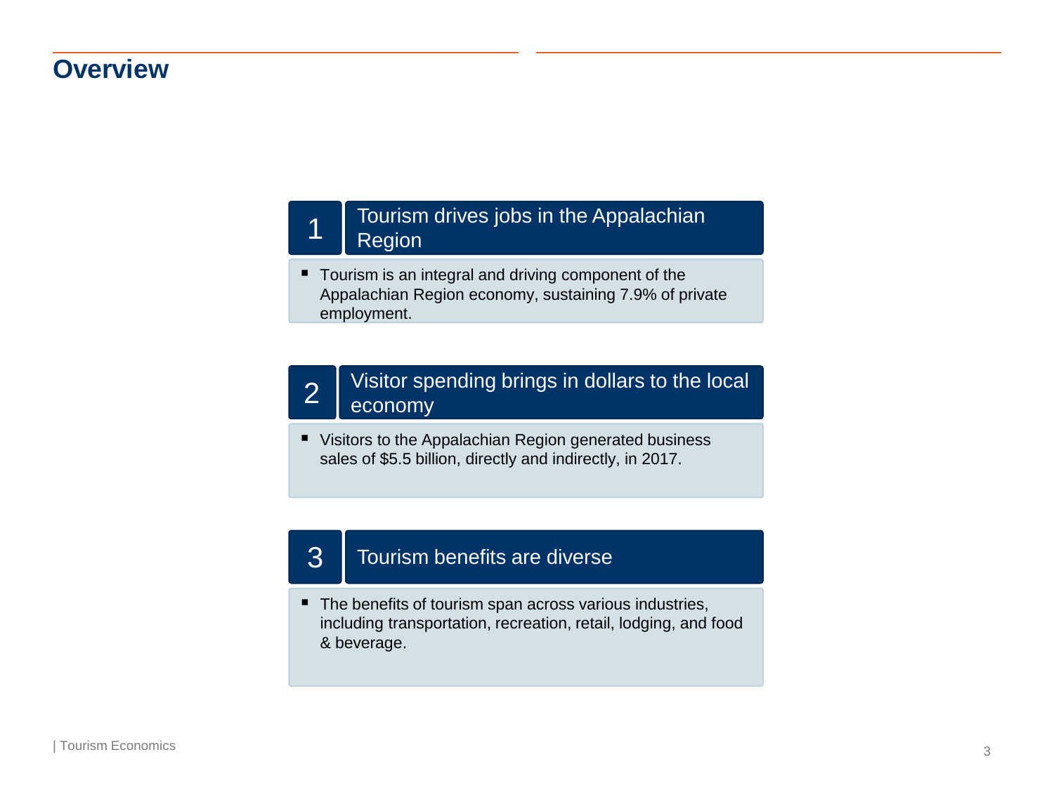# Overview

## 1 Tourism drives jobs in the Appalachian Region

- Tourism is an integral and driving component of the Appalachian Region economy, sustaining 7.9% of private employment.

## 2 Visitor spending brings in dollars to the local economy

- Visitors to the Appalachian Region generated business sales of $5.5 billion, directly and indirectly, in 2017.

## 3 Tourism benefits are diverse

- The benefits of tourism span across various industries, including transportation, recreation, retail, lodging, and food & beverage.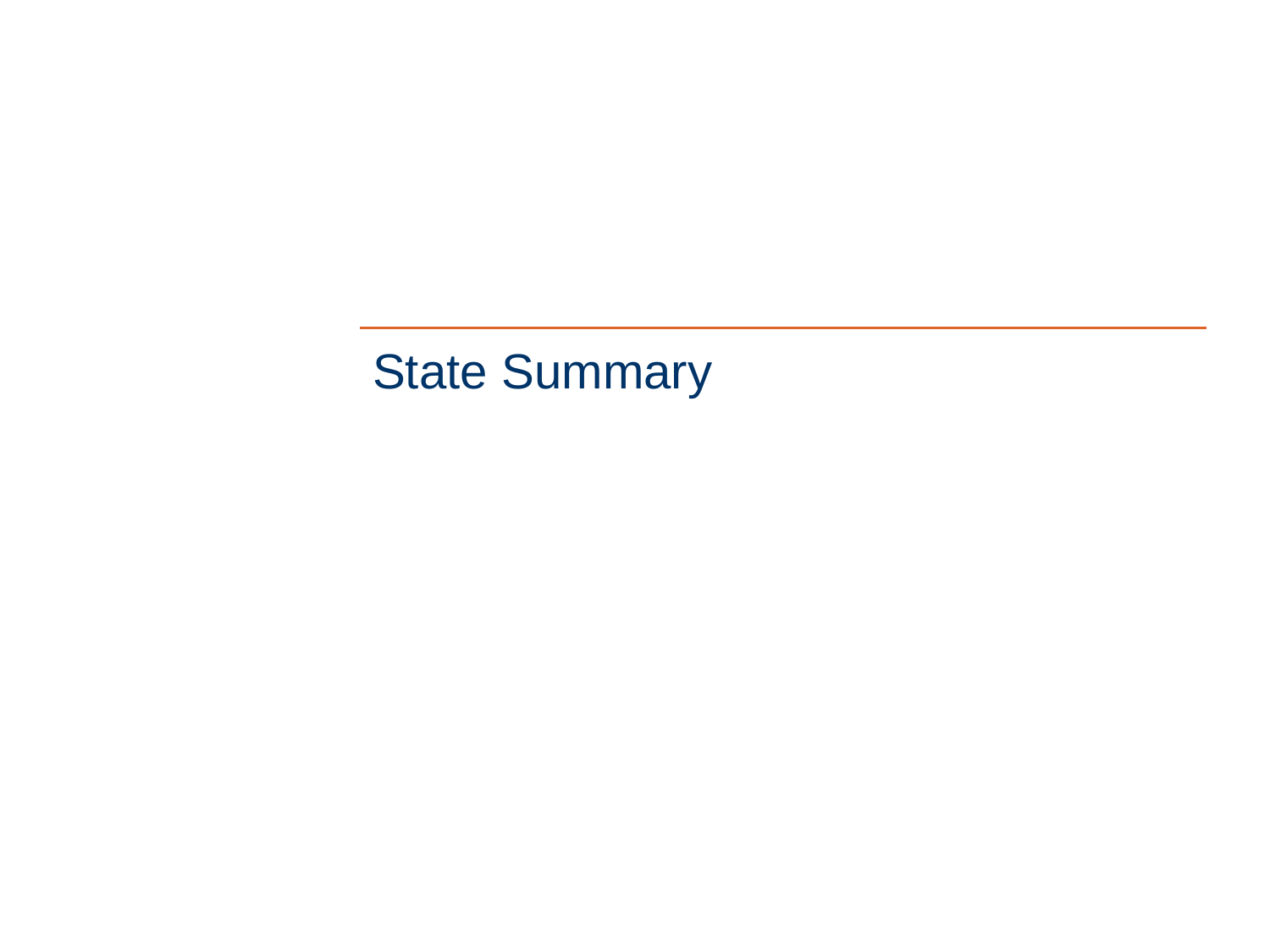# State Summary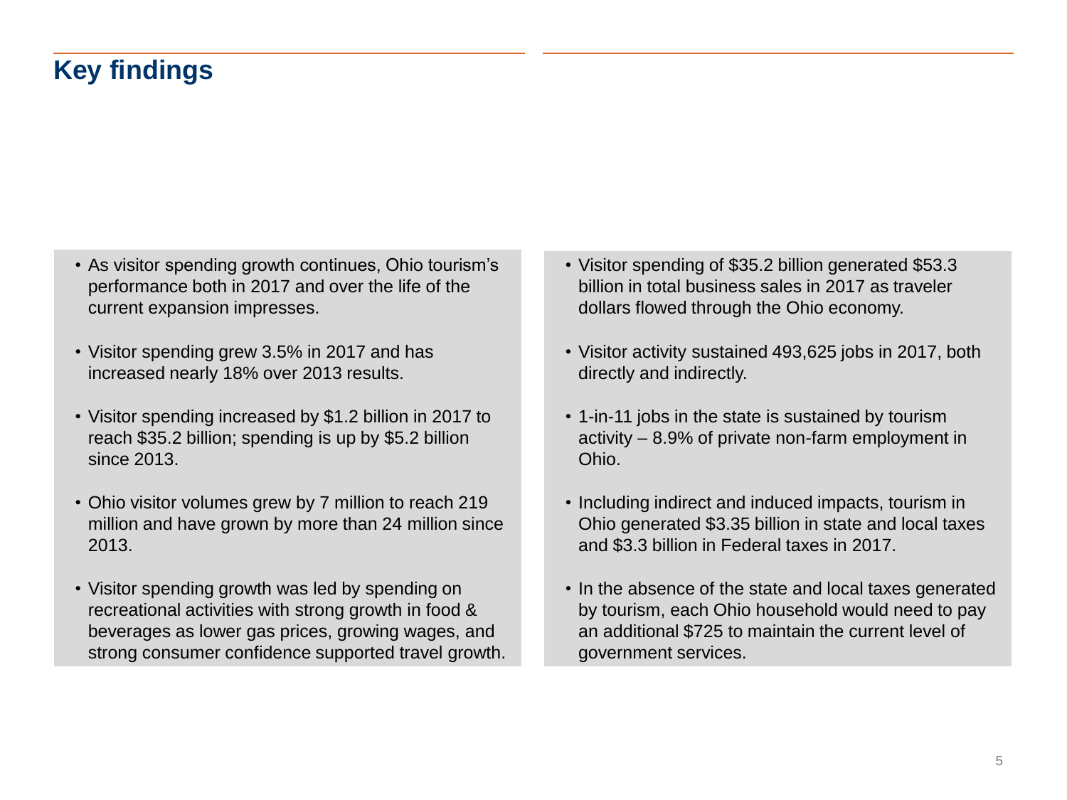# Key findings

- As visitor spending growth continues, Ohio tourism's performance both in 2017 and over the life of the current expansion impresses.
- Visitor spending grew 3.5% in 2017 and has increased nearly 18% over 2013 results.
- Visitor spending increased by $1.2 billion in 2017 to reach $35.2 billion; spending is up by $5.2 billion since 2013.
- Ohio visitor volumes grew by 7 million to reach 219 million and have grown by more than 24 million since 2013.
- Visitor spending growth was led by spending on recreational activities with strong growth in food & beverages as lower gas prices, growing wages, and strong consumer confidence supported travel growth.

- Visitor spending of $35.2 billion generated $53.3 billion in total business sales in 2017 as traveler dollars flowed through the Ohio economy.
- Visitor activity sustained 493,625 jobs in 2017, both directly and indirectly.
- 1-in-11 jobs in the state is sustained by tourism activity – 8.9% of private non-farm employment in Ohio.
- Including indirect and induced impacts, tourism in Ohio generated $3.35 billion in state and local taxes and $3.3 billion in Federal taxes in 2017.
- In the absence of the state and local taxes generated by tourism, each Ohio household would need to pay an additional $725 to maintain the current level of government services.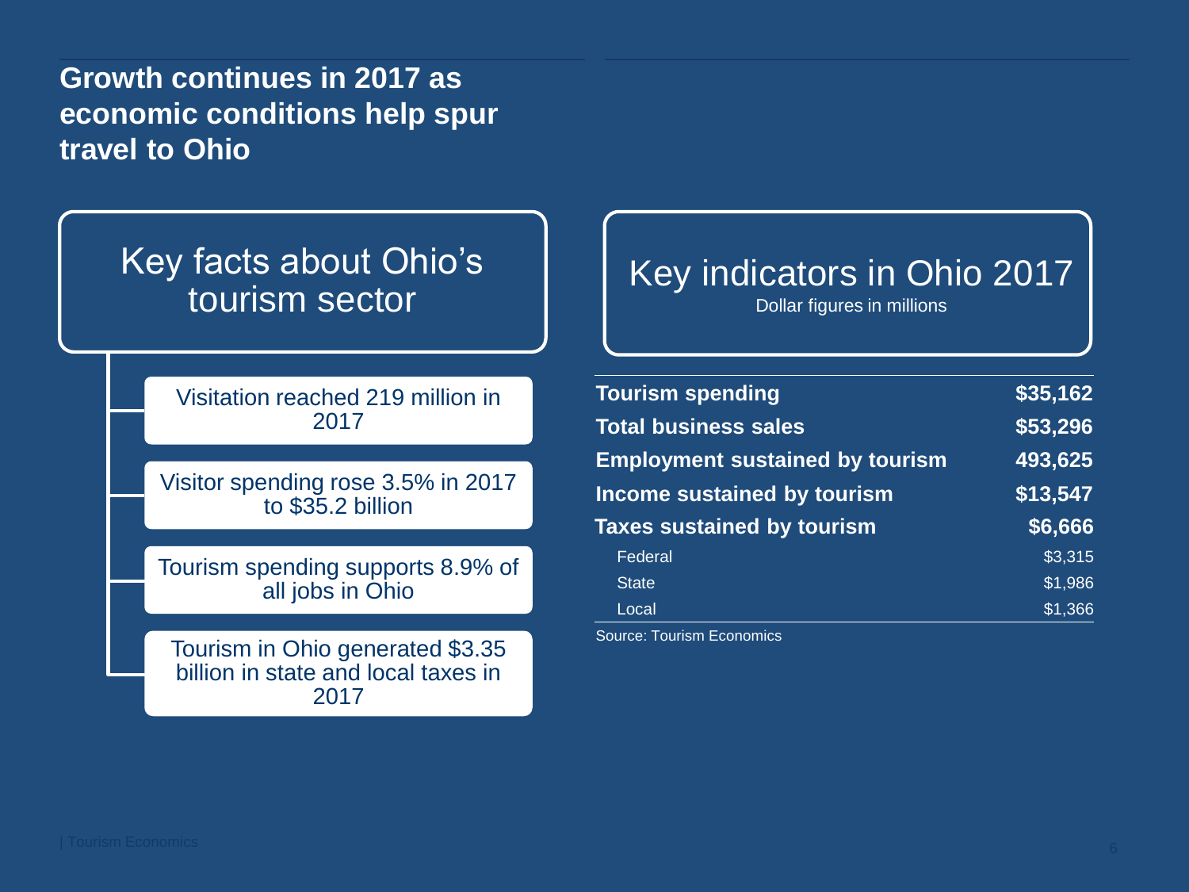## Growth continues in 2017 as economic conditions help spur travel to Ohio

### Key facts about Ohio's tourism sector

- Visitation reached 219 million in 2017
- Visitor spending rose 3.5% in 2017 to $35.2 billion
- Tourism spending supports 8.9% of all jobs in Ohio
- Tourism in Ohio generated $3.35 billion in state and local taxes in 2017

### Key indicators in Ohio 2017

Dollar figures in millions

| | |
|---|---|
| **Tourism spending** | **$35,162** |
| **Total business sales** | **$53,296** |
| **Employment sustained by tourism** | **493,625** |
| **Income sustained by tourism** | **$13,547** |
| **Taxes sustained by tourism** | **$6,666** |
| Federal | $3,315 |
| State | $1,986 |
| Local | $1,366 |

Source: Tourism Economics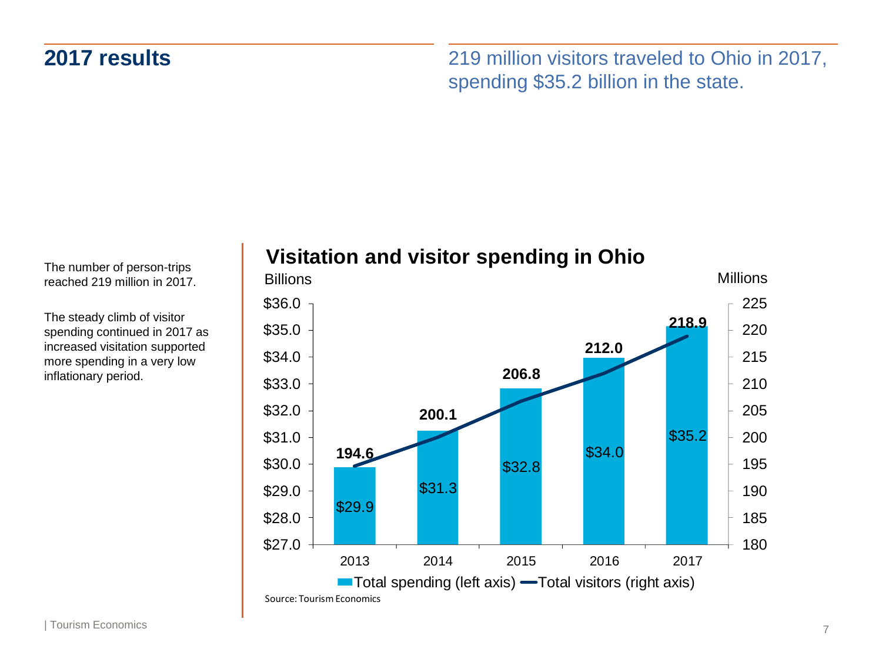## 2017 results

219 million visitors traveled to Ohio in 2017, spending $35.2 billion in the state.

The number of person-trips reached 219 million in 2017.

The steady climb of visitor spending continued in 2017 as increased visitation supported more spending in a very low inflationary period.

**Visitation and visitor spending in Ohio**

| Year | Total spending (left axis, Billions) | Total visitors (right axis, Millions) |
|---|---|---|
| 2013 | $29.9 | 194.6 |
| 2014 | $31.3 | 200.1 |
| 2015 | $32.8 | 206.8 |
| 2016 | $34.0 | 212.0 |
| 2017 | $35.2 | 218.9 |

Source: Tourism Economics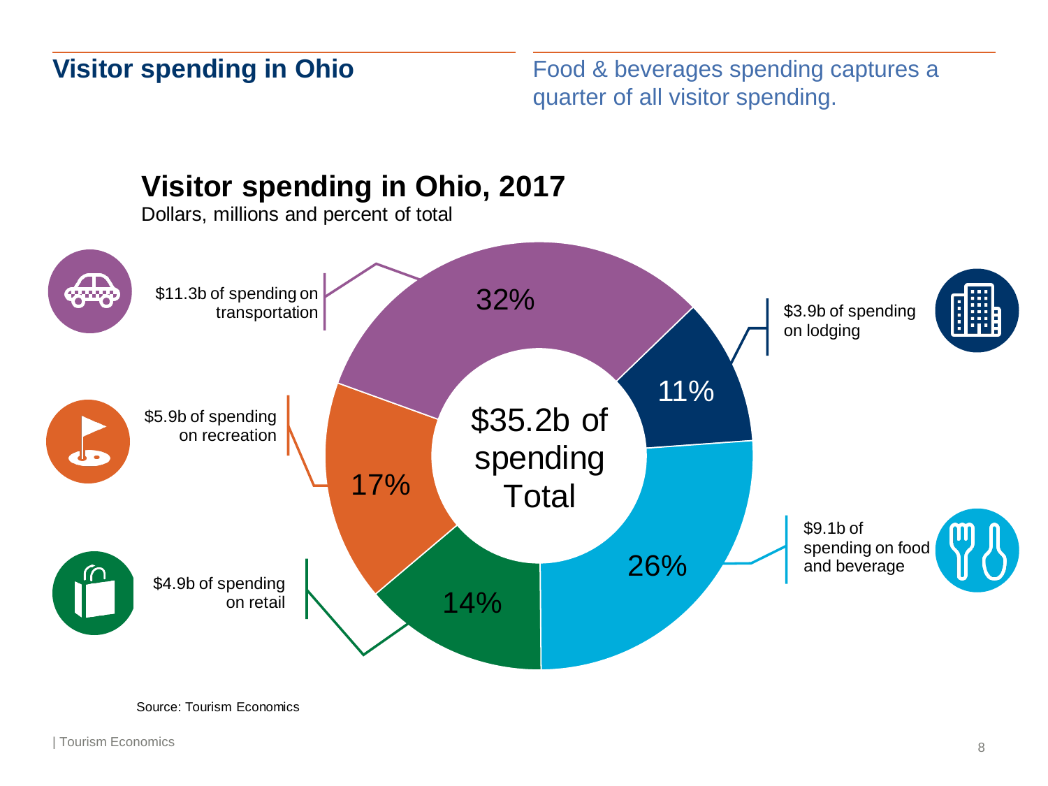## Visitor spending in Ohio

Food & beverages spending captures a quarter of all visitor spending.

### Visitor spending in Ohio, 2017

Dollars, millions and percent of total

- $11.3b of spending on transportation — 32%
- $3.9b of spending on lodging — 11%
- $9.1b of spending on food and beverage — 26%
- $4.9b of spending on retail — 14%
- $5.9b of spending on recreation — 17%

$35.2b of spending Total

Source: Tourism Economics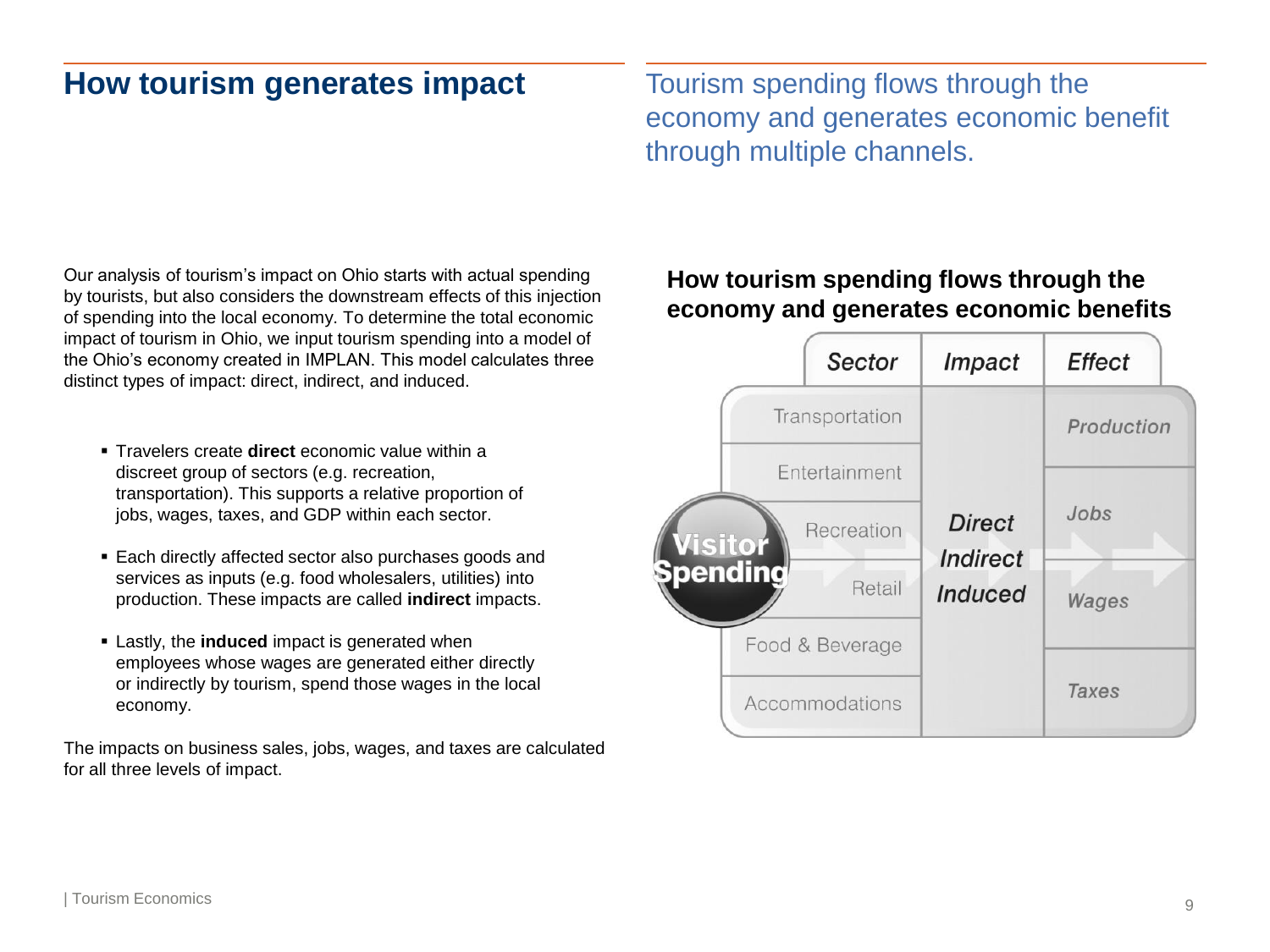# How tourism generates impact

Tourism spending flows through the economy and generates economic benefit through multiple channels.

Our analysis of tourism's impact on Ohio starts with actual spending by tourists, but also considers the downstream effects of this injection of spending into the local economy. To determine the total economic impact of tourism in Ohio, we input tourism spending into a model of the Ohio's economy created in IMPLAN. This model calculates three distinct types of impact: direct, indirect, and induced.

- Travelers create **direct** economic value within a discreet group of sectors (e.g. recreation, transportation). This supports a relative proportion of jobs, wages, taxes, and GDP within each sector.
- Each directly affected sector also purchases goods and services as inputs (e.g. food wholesalers, utilities) into production. These impacts are called **indirect** impacts.
- Lastly, the **induced** impact is generated when employees whose wages are generated either directly or indirectly by tourism, spend those wages in the local economy.

The impacts on business sales, jobs, wages, and taxes are calculated for all three levels of impact.

## How tourism spending flows through the economy and generates economic benefits

| | Sector | Impact | Effect |
|---|---|---|---|
| Visitor Spending | Transportation | Direct | Production |
| | Entertainment | Indirect | Jobs |
| | Recreation | Induced | Wages |
| | Retail | | Taxes |
| | Food & Beverage | | |
| | Accommodations | | |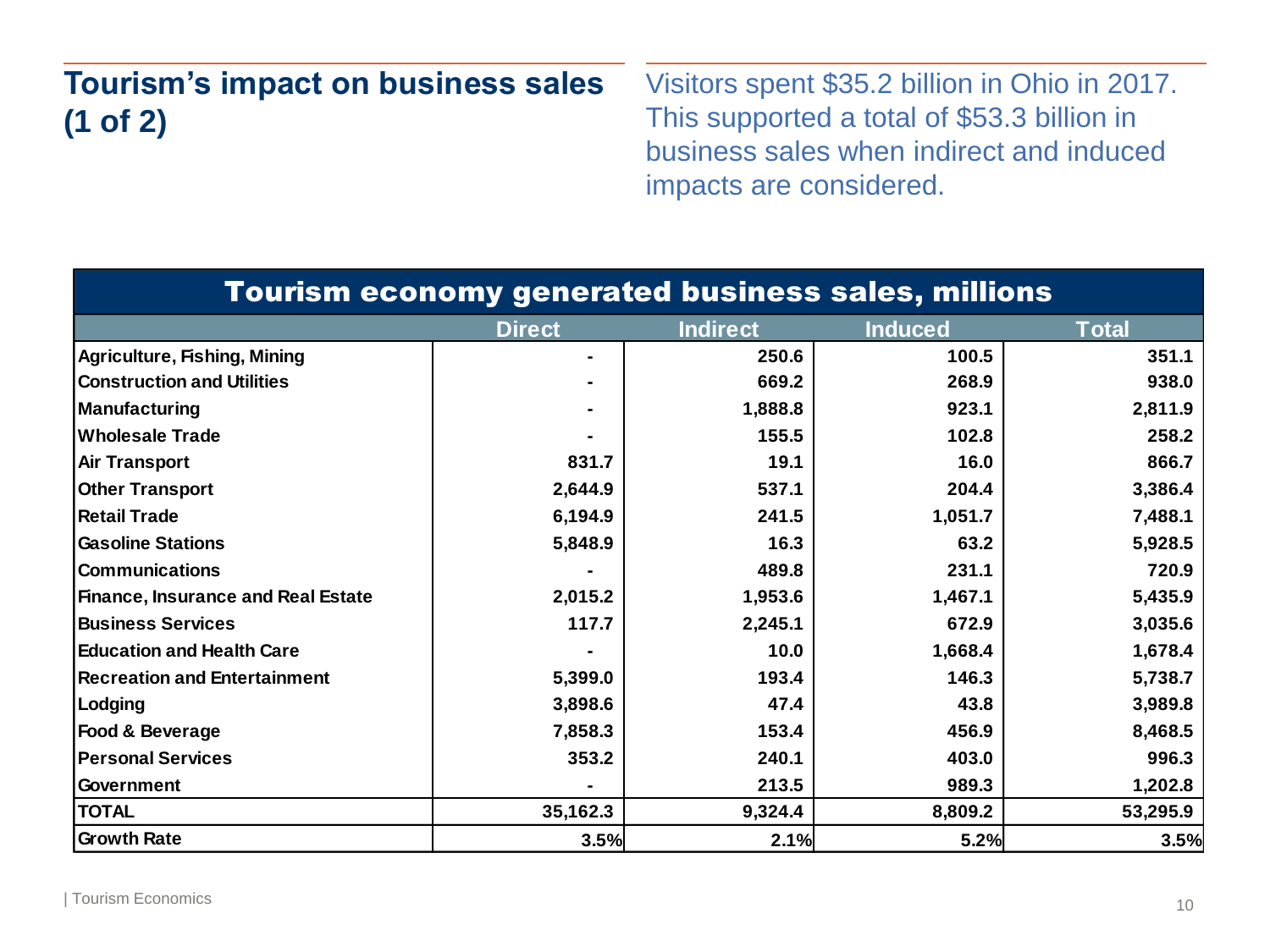## Tourism's impact on business sales (1 of 2)

Visitors spent $35.2 billion in Ohio in 2017. This supported a total of $53.3 billion in business sales when indirect and induced impacts are considered.

| Tourism economy generated business sales, millions | | | | |
|---|---|---|---|---|
| | **Direct** | **Indirect** | **Induced** | **Total** |
| **Agriculture, Fishing, Mining** | - | 250.6 | 100.5 | 351.1 |
| **Construction and Utilities** | - | 669.2 | 268.9 | 938.0 |
| **Manufacturing** | - | 1,888.8 | 923.1 | 2,811.9 |
| **Wholesale Trade** | - | 155.5 | 102.8 | 258.2 |
| **Air Transport** | 831.7 | 19.1 | 16.0 | 866.7 |
| **Other Transport** | 2,644.9 | 537.1 | 204.4 | 3,386.4 |
| **Retail Trade** | 6,194.9 | 241.5 | 1,051.7 | 7,488.1 |
| **Gasoline Stations** | 5,848.9 | 16.3 | 63.2 | 5,928.5 |
| **Communications** | - | 489.8 | 231.1 | 720.9 |
| **Finance, Insurance and Real Estate** | 2,015.2 | 1,953.6 | 1,467.1 | 5,435.9 |
| **Business Services** | 117.7 | 2,245.1 | 672.9 | 3,035.6 |
| **Education and Health Care** | - | 10.0 | 1,668.4 | 1,678.4 |
| **Recreation and Entertainment** | 5,399.0 | 193.4 | 146.3 | 5,738.7 |
| **Lodging** | 3,898.6 | 47.4 | 43.8 | 3,989.8 |
| **Food & Beverage** | 7,858.3 | 153.4 | 456.9 | 8,468.5 |
| **Personal Services** | 353.2 | 240.1 | 403.0 | 996.3 |
| **Government** | - | 213.5 | 989.3 | 1,202.8 |
| **TOTAL** | **35,162.3** | **9,324.4** | **8,809.2** | **53,295.9** |
| **Growth Rate** | **3.5%** | **2.1%** | **5.2%** | **3.5%** |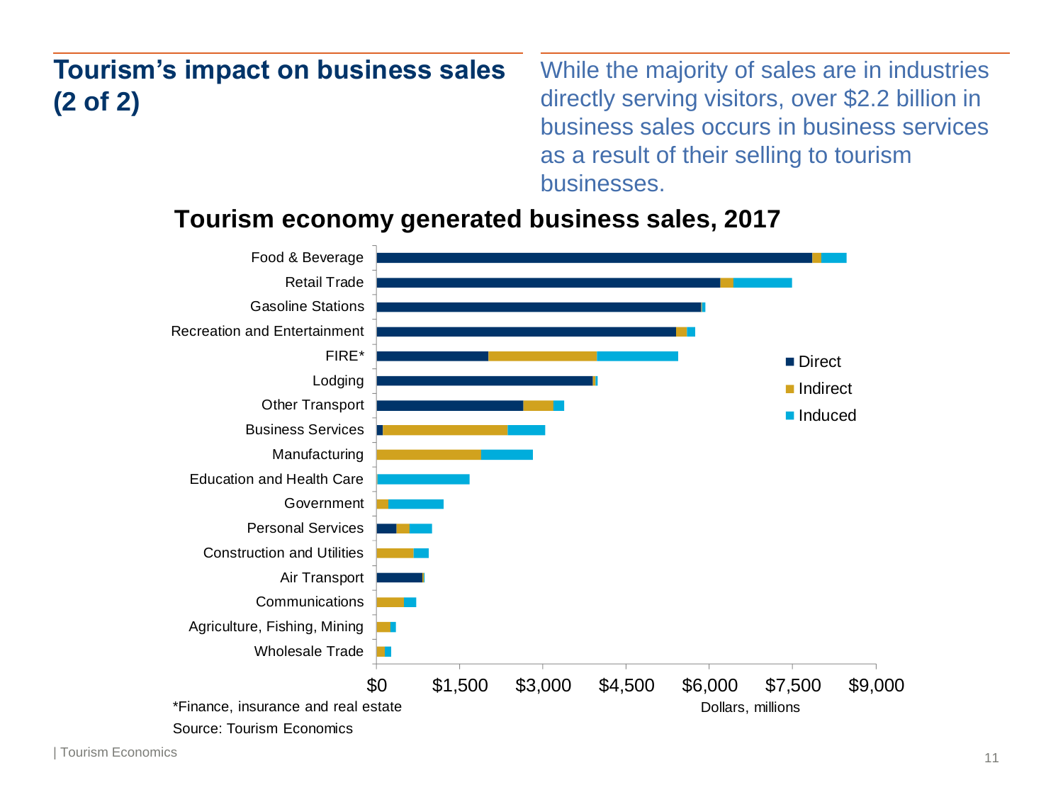# Tourism's impact on business sales (2 of 2)

While the majority of sales are in industries directly serving visitors, over $2.2 billion in business sales occurs in business services as a result of their selling to tourism businesses.

## Tourism economy generated business sales, 2017

Categories (top to bottom): Food & Beverage, Retail Trade, Gasoline Stations, Recreation and Entertainment, FIRE*, Lodging, Other Transport, Business Services, Manufacturing, Education and Health Care, Government, Personal Services, Construction and Utilities, Air Transport, Communications, Agriculture, Fishing, Mining, Wholesale Trade

Legend: Direct, Indirect, Induced

X-axis: $0, $1,500, $3,000, $4,500, $6,000, $7,500, $9,000 — Dollars, millions

*Finance, insurance and real estate

Source: Tourism Economics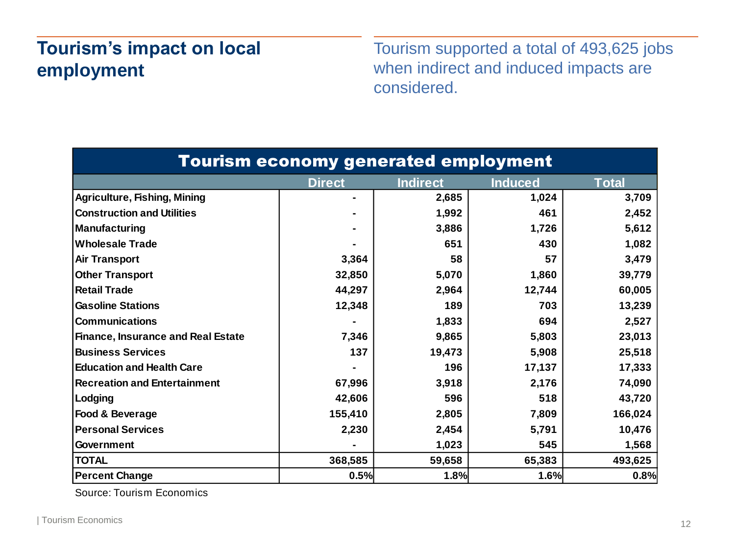## Tourism's impact on local employment

Tourism supported a total of 493,625 jobs when indirect and induced impacts are considered.

| Tourism economy generated employment | | | | |
|---|---|---|---|---|
| | Direct | Indirect | Induced | Total |
| Agriculture, Fishing, Mining | - | 2,685 | 1,024 | 3,709 |
| Construction and Utilities | - | 1,992 | 461 | 2,452 |
| Manufacturing | - | 3,886 | 1,726 | 5,612 |
| Wholesale Trade | - | 651 | 430 | 1,082 |
| Air Transport | 3,364 | 58 | 57 | 3,479 |
| Other Transport | 32,850 | 5,070 | 1,860 | 39,779 |
| Retail Trade | 44,297 | 2,964 | 12,744 | 60,005 |
| Gasoline Stations | 12,348 | 189 | 703 | 13,239 |
| Communications | - | 1,833 | 694 | 2,527 |
| Finance, Insurance and Real Estate | 7,346 | 9,865 | 5,803 | 23,013 |
| Business Services | 137 | 19,473 | 5,908 | 25,518 |
| Education and Health Care | - | 196 | 17,137 | 17,333 |
| Recreation and Entertainment | 67,996 | 3,918 | 2,176 | 74,090 |
| Lodging | 42,606 | 596 | 518 | 43,720 |
| Food & Beverage | 155,410 | 2,805 | 7,809 | 166,024 |
| Personal Services | 2,230 | 2,454 | 5,791 | 10,476 |
| Government | - | 1,023 | 545 | 1,568 |
| **TOTAL** | 368,585 | 59,658 | 65,383 | 493,625 |
| **Percent Change** | 0.5% | 1.8% | 1.6% | 0.8% |

Source: Tourism Economics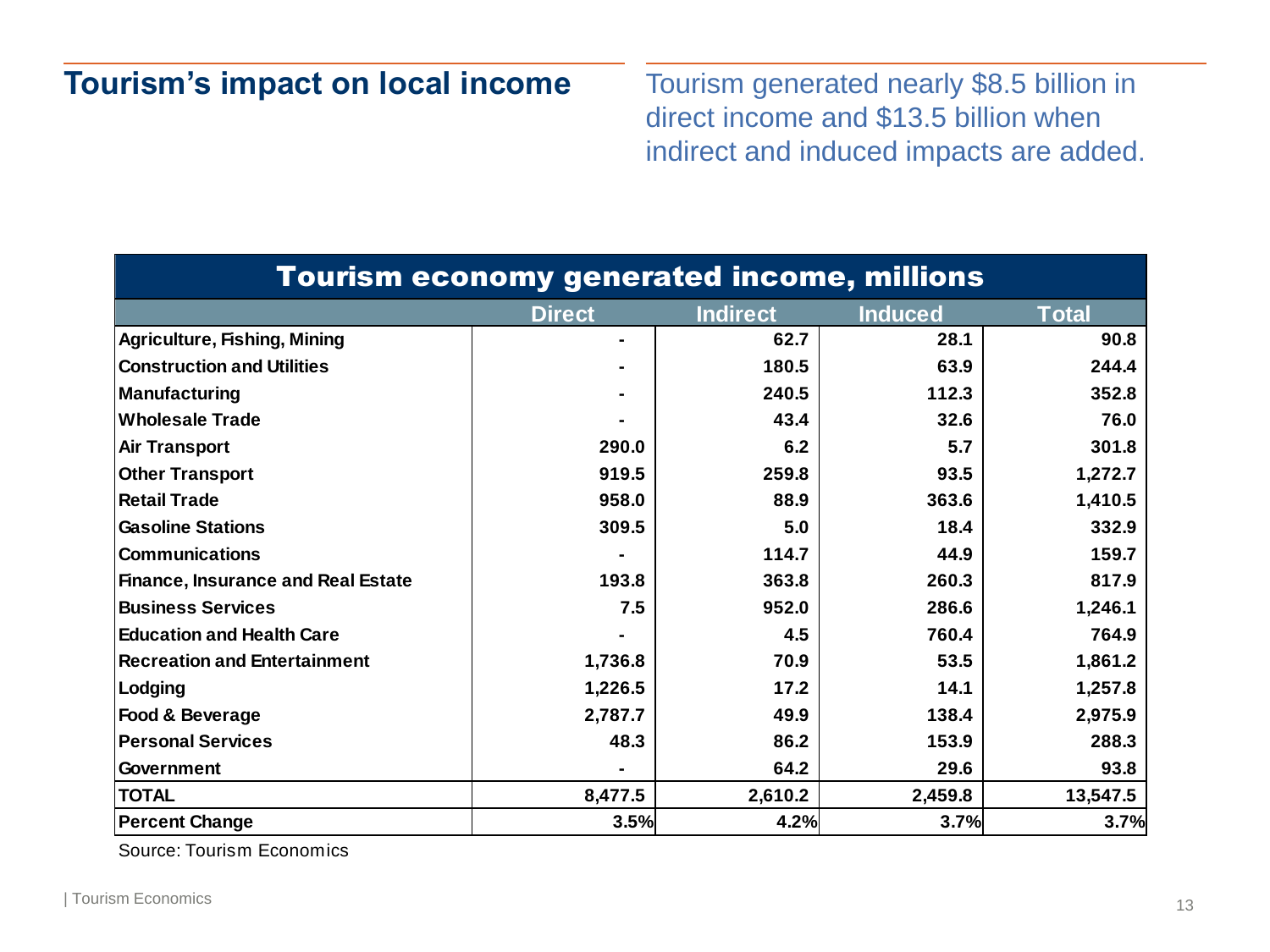## Tourism's impact on local income

Tourism generated nearly $8.5 billion in direct income and $13.5 billion when indirect and induced impacts are added.

**Tourism economy generated income, millions**

| | Direct | Indirect | Induced | Total |
|---|---|---|---|---|
| Agriculture, Fishing, Mining | - | 62.7 | 28.1 | 90.8 |
| Construction and Utilities | - | 180.5 | 63.9 | 244.4 |
| Manufacturing | - | 240.5 | 112.3 | 352.8 |
| Wholesale Trade | - | 43.4 | 32.6 | 76.0 |
| Air Transport | 290.0 | 6.2 | 5.7 | 301.8 |
| Other Transport | 919.5 | 259.8 | 93.5 | 1,272.7 |
| Retail Trade | 958.0 | 88.9 | 363.6 | 1,410.5 |
| Gasoline Stations | 309.5 | 5.0 | 18.4 | 332.9 |
| Communications | - | 114.7 | 44.9 | 159.7 |
| Finance, Insurance and Real Estate | 193.8 | 363.8 | 260.3 | 817.9 |
| Business Services | 7.5 | 952.0 | 286.6 | 1,246.1 |
| Education and Health Care | - | 4.5 | 760.4 | 764.9 |
| Recreation and Entertainment | 1,736.8 | 70.9 | 53.5 | 1,861.2 |
| Lodging | 1,226.5 | 17.2 | 14.1 | 1,257.8 |
| Food & Beverage | 2,787.7 | 49.9 | 138.4 | 2,975.9 |
| Personal Services | 48.3 | 86.2 | 153.9 | 288.3 |
| Government | - | 64.2 | 29.6 | 93.8 |
| **TOTAL** | **8,477.5** | **2,610.2** | **2,459.8** | **13,547.5** |
| **Percent Change** | **3.5%** | **4.2%** | **3.7%** | **3.7%** |

Source: Tourism Economics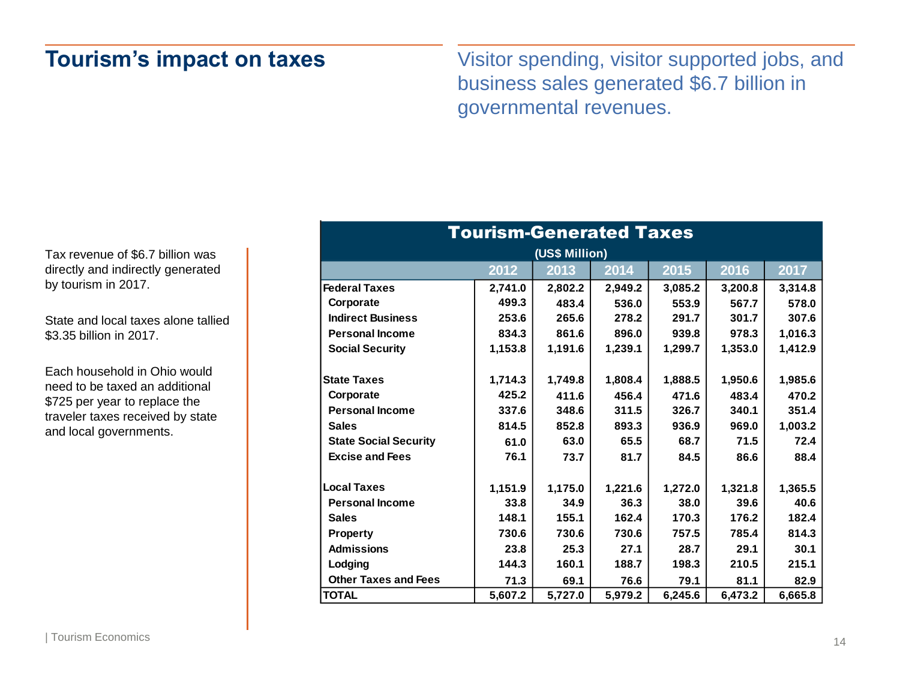# Tourism's impact on taxes

Visitor spending, visitor supported jobs, and business sales generated $6.7 billion in governmental revenues.

Tax revenue of $6.7 billion was directly and indirectly generated by tourism in 2017.

State and local taxes alone tallied $3.35 billion in 2017.

Each household in Ohio would need to be taxed an additional $725 per year to replace the traveler taxes received by state and local governments.

**Tourism-Generated Taxes**
(US$ Million)

| | 2012 | 2013 | 2014 | 2015 | 2016 | 2017 |
|---|---|---|---|---|---|---|
| **Federal Taxes** | 2,741.0 | 2,802.2 | 2,949.2 | 3,085.2 | 3,200.8 | 3,314.8 |
| Corporate | 499.3 | 483.4 | 536.0 | 553.9 | 567.7 | 578.0 |
| Indirect Business | 253.6 | 265.6 | 278.2 | 291.7 | 301.7 | 307.6 |
| Personal Income | 834.3 | 861.6 | 896.0 | 939.8 | 978.3 | 1,016.3 |
| Social Security | 1,153.8 | 1,191.6 | 1,239.1 | 1,299.7 | 1,353.0 | 1,412.9 |
| **State Taxes** | 1,714.3 | 1,749.8 | 1,808.4 | 1,888.5 | 1,950.6 | 1,985.6 |
| Corporate | 425.2 | 411.6 | 456.4 | 471.6 | 483.4 | 470.2 |
| Personal Income | 337.6 | 348.6 | 311.5 | 326.7 | 340.1 | 351.4 |
| Sales | 814.5 | 852.8 | 893.3 | 936.9 | 969.0 | 1,003.2 |
| State Social Security | 61.0 | 63.0 | 65.5 | 68.7 | 71.5 | 72.4 |
| Excise and Fees | 76.1 | 73.7 | 81.7 | 84.5 | 86.6 | 88.4 |
| **Local Taxes** | 1,151.9 | 1,175.0 | 1,221.6 | 1,272.0 | 1,321.8 | 1,365.5 |
| Personal Income | 33.8 | 34.9 | 36.3 | 38.0 | 39.6 | 40.6 |
| Sales | 148.1 | 155.1 | 162.4 | 170.3 | 176.2 | 182.4 |
| Property | 730.6 | 730.6 | 730.6 | 757.5 | 785.4 | 814.3 |
| Admissions | 23.8 | 25.3 | 27.1 | 28.7 | 29.1 | 30.1 |
| Lodging | 144.3 | 160.1 | 188.7 | 198.3 | 210.5 | 215.1 |
| Other Taxes and Fees | 71.3 | 69.1 | 76.6 | 79.1 | 81.1 | 82.9 |
| **TOTAL** | 5,607.2 | 5,727.0 | 5,979.2 | 6,245.6 | 6,473.2 | 6,665.8 |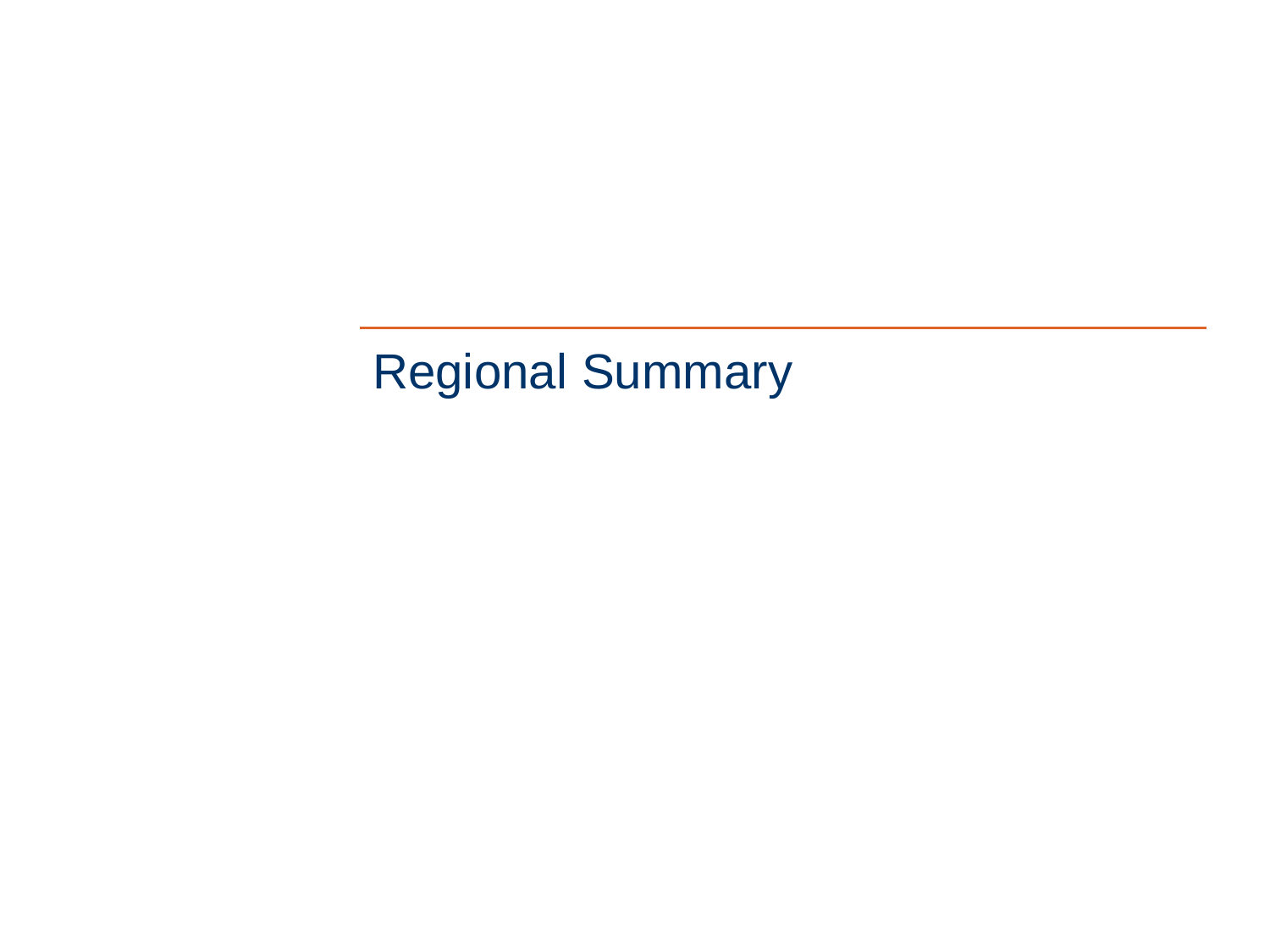# Regional Summary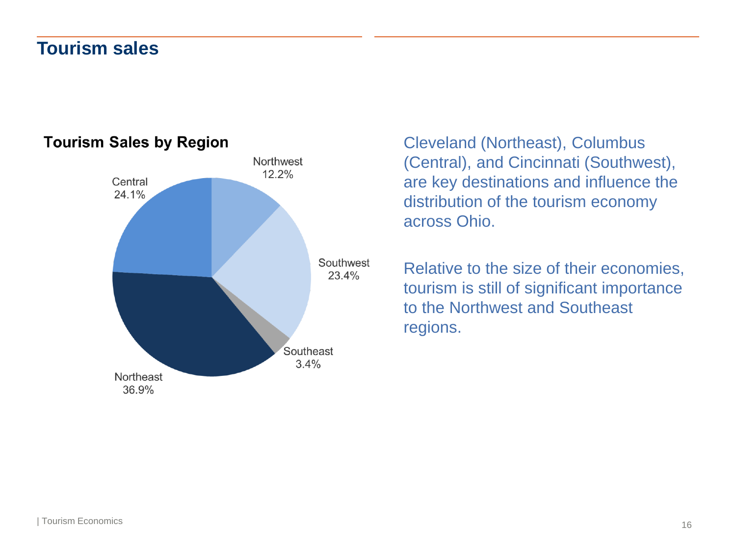# Tourism sales

**Tourism Sales by Region**

| Region | Share |
| --- | --- |
| Northwest | 12.2% |
| Southwest | 23.4% |
| Southeast | 3.4% |
| Northeast | 36.9% |
| Central | 24.1% |

Cleveland (Northeast), Columbus (Central), and Cincinnati (Southwest), are key destinations and influence the distribution of the tourism economy across Ohio.

Relative to the size of their economies, tourism is still of significant importance to the Northwest and Southeast regions.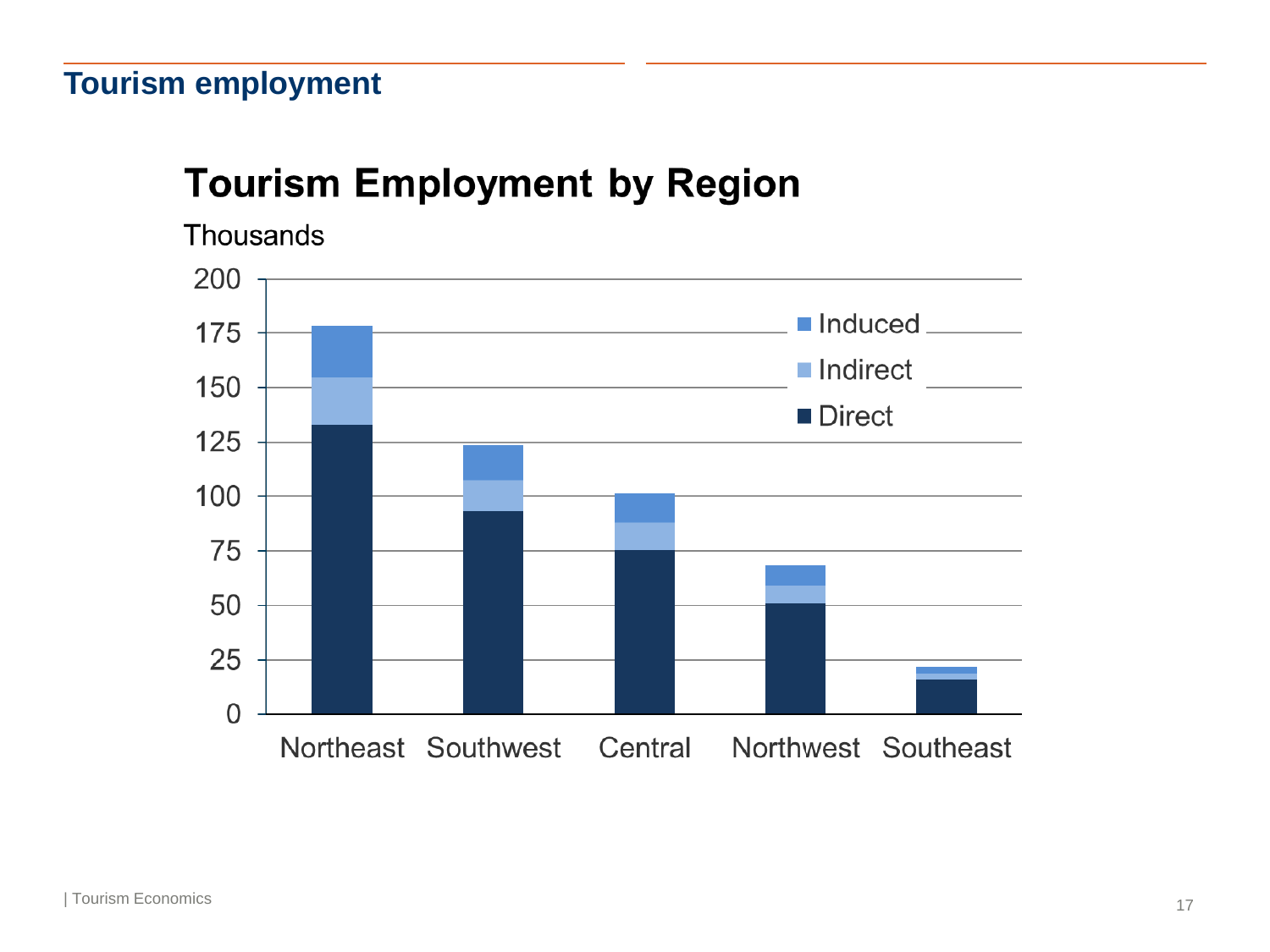# Tourism employment

## Tourism Employment by Region

Thousands

| Region | Direct | Indirect | Induced |
|---|---|---|---|
| Northeast | | | |
| Southwest | | | |
| Central | | | |
| Northwest | | | |
| Southeast | | | |

Y-axis: 0, 25, 50, 75, 100, 125, 150, 175, 200

Legend: Induced, Indirect, Direct

| Tourism Economics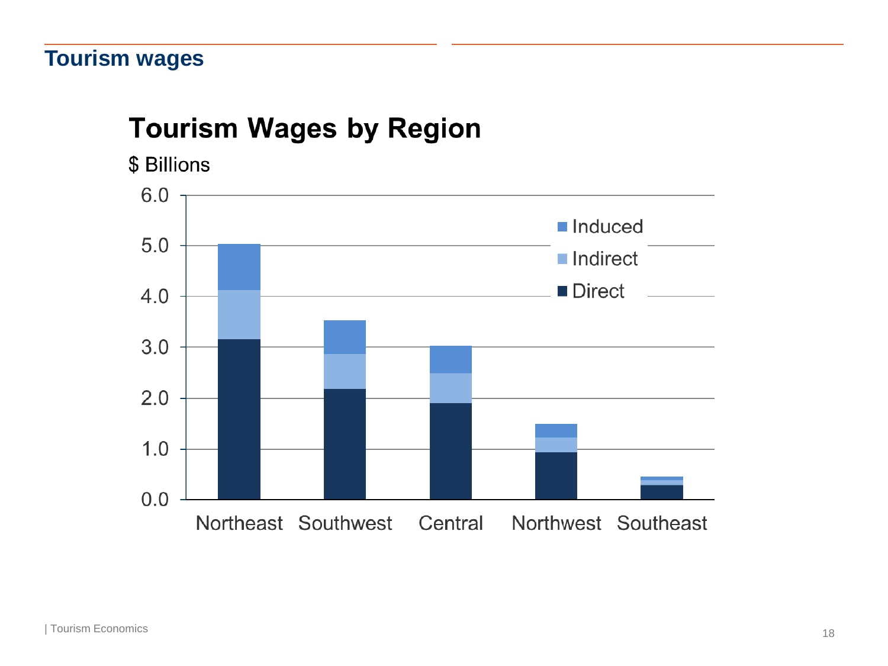## Tourism wages

### Tourism Wages by Region

$ Billions

Induced | Indirect | Direct

Northeast | Southwest | Central | Northwest | Southeast

6.0 | 5.0 | 4.0 | 3.0 | 2.0 | 1.0 | 0.0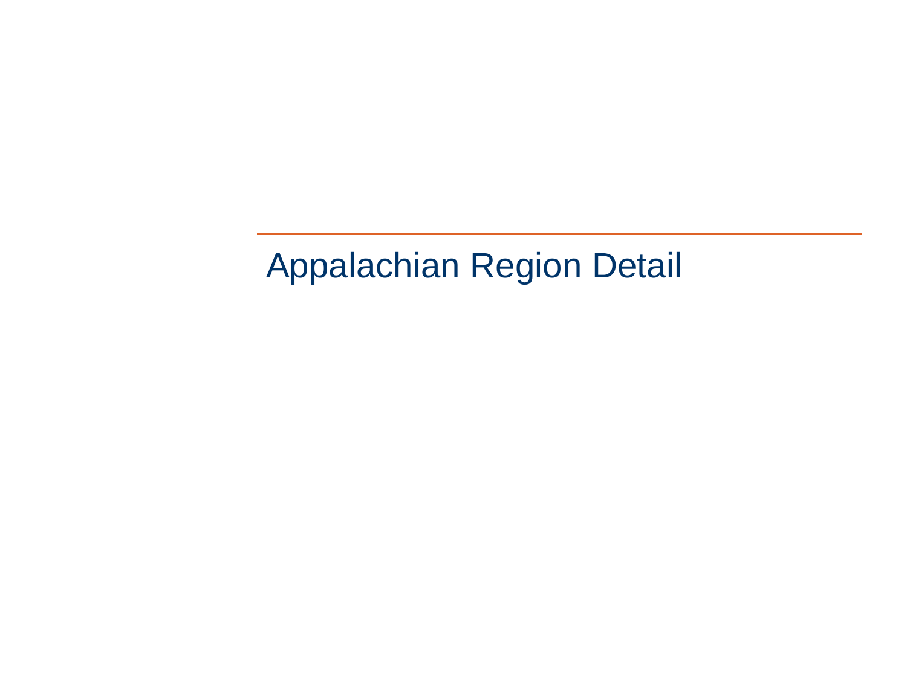# Appalachian Region Detail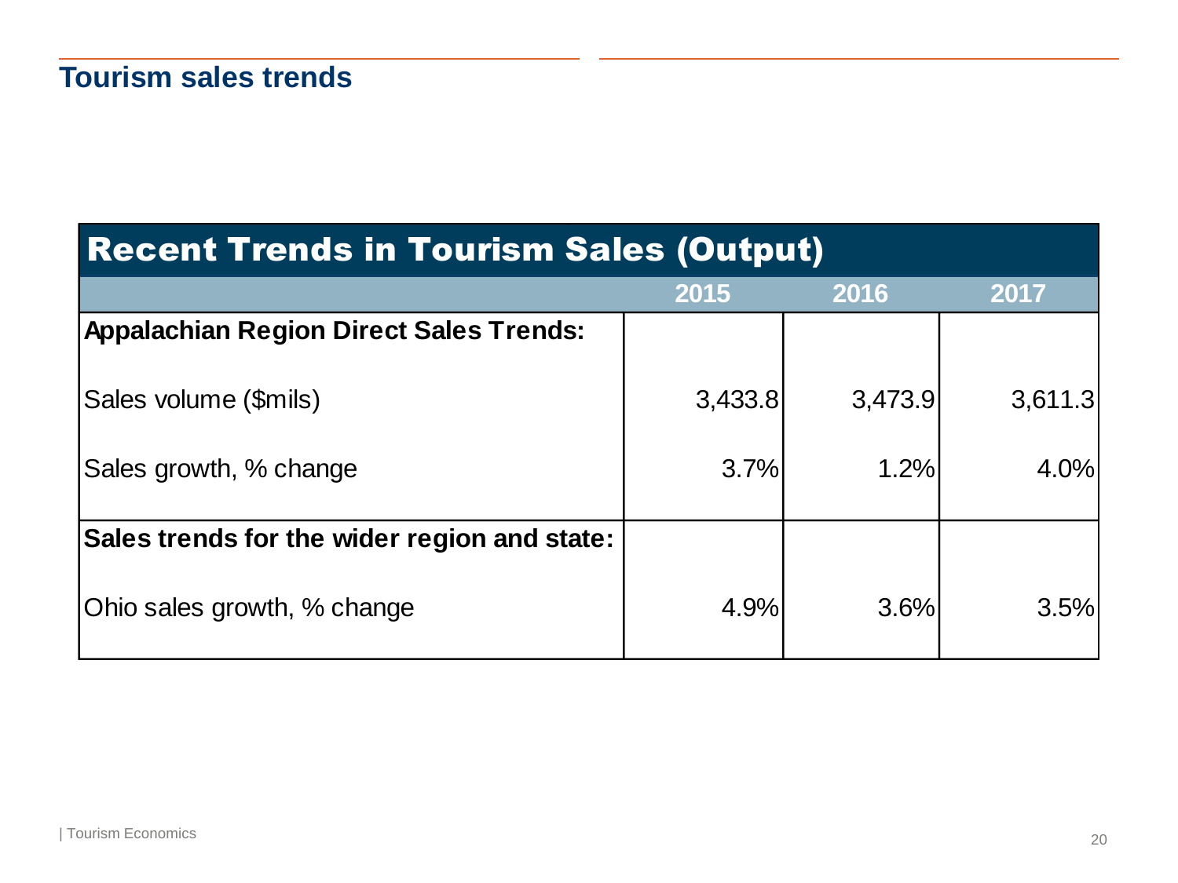## Tourism sales trends

| Recent Trends in Tourism Sales (Output) | | | |
|---|---|---|---|
| | 2015 | 2016 | 2017 |
| **Appalachian Region Direct Sales Trends:** | | | |
| Sales volume ($mils) | 3,433.8 | 3,473.9 | 3,611.3 |
| Sales growth, % change | 3.7% | 1.2% | 4.0% |
| **Sales trends for the wider region and state:** | | | |
| Ohio sales growth, % change | 4.9% | 3.6% | 3.5% |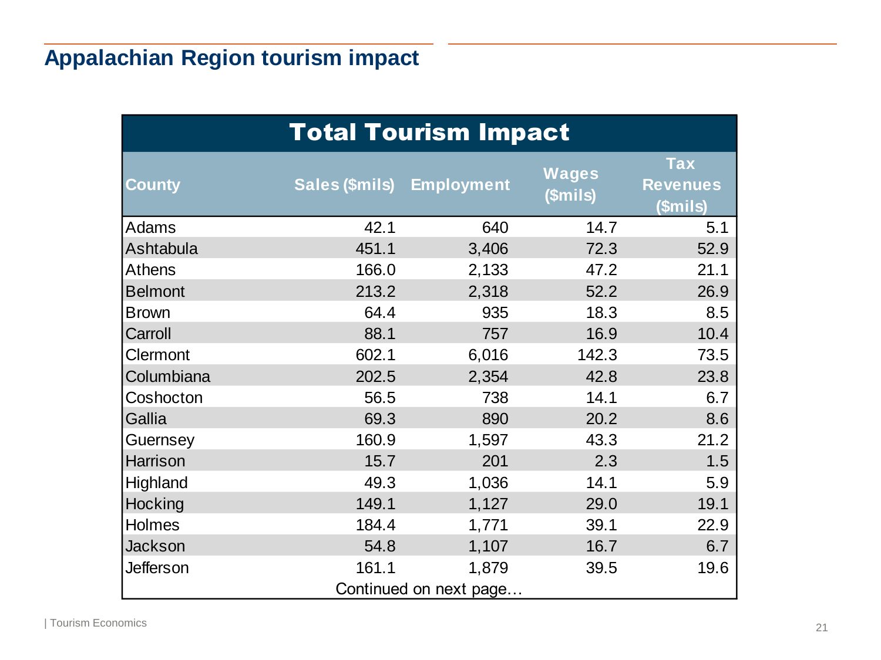# Appalachian Region tourism impact

| Total Tourism Impact | | | | |
|---|---|---|---|---|
| County | Sales ($mils) | Employment | Wages ($mils) | Tax Revenues ($mils) |
| Adams | 42.1 | 640 | 14.7 | 5.1 |
| Ashtabula | 451.1 | 3,406 | 72.3 | 52.9 |
| Athens | 166.0 | 2,133 | 47.2 | 21.1 |
| Belmont | 213.2 | 2,318 | 52.2 | 26.9 |
| Brown | 64.4 | 935 | 18.3 | 8.5 |
| Carroll | 88.1 | 757 | 16.9 | 10.4 |
| Clermont | 602.1 | 6,016 | 142.3 | 73.5 |
| Columbiana | 202.5 | 2,354 | 42.8 | 23.8 |
| Coshocton | 56.5 | 738 | 14.1 | 6.7 |
| Gallia | 69.3 | 890 | 20.2 | 8.6 |
| Guernsey | 160.9 | 1,597 | 43.3 | 21.2 |
| Harrison | 15.7 | 201 | 2.3 | 1.5 |
| Highland | 49.3 | 1,036 | 14.1 | 5.9 |
| Hocking | 149.1 | 1,127 | 29.0 | 19.1 |
| Holmes | 184.4 | 1,771 | 39.1 | 22.9 |
| Jackson | 54.8 | 1,107 | 16.7 | 6.7 |
| Jefferson | 161.1 | 1,879 | 39.5 | 19.6 |

Continued on next page…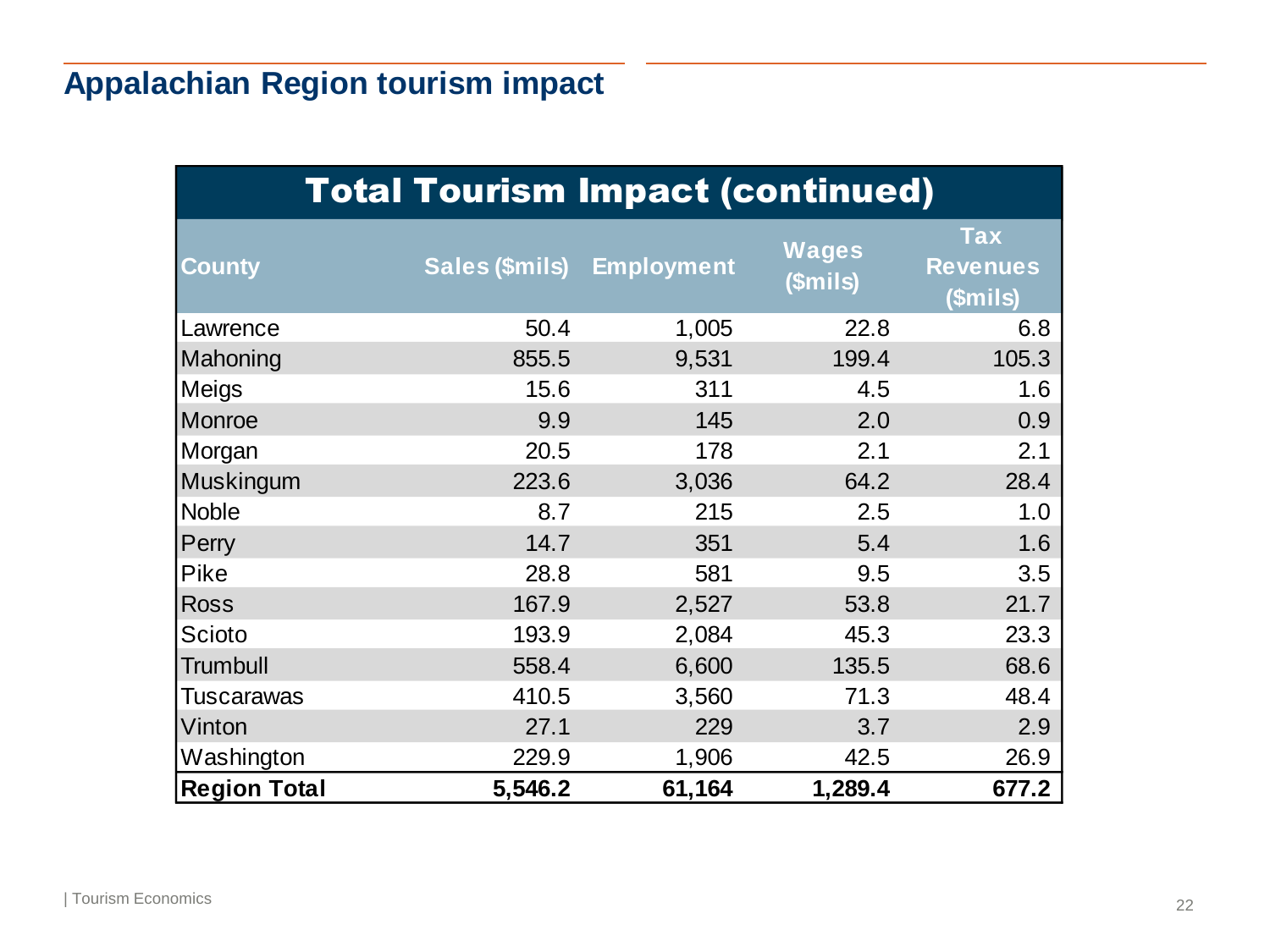# Appalachian Region tourism impact

| Total Tourism Impact (continued) | | | | |
|---|---|---|---|---|
| **County** | **Sales ($mils)** | **Employment** | **Wages ($mils)** | **Tax Revenues ($mils)** |
| Lawrence | 50.4 | 1,005 | 22.8 | 6.8 |
| Mahoning | 855.5 | 9,531 | 199.4 | 105.3 |
| Meigs | 15.6 | 311 | 4.5 | 1.6 |
| Monroe | 9.9 | 145 | 2.0 | 0.9 |
| Morgan | 20.5 | 178 | 2.1 | 2.1 |
| Muskingum | 223.6 | 3,036 | 64.2 | 28.4 |
| Noble | 8.7 | 215 | 2.5 | 1.0 |
| Perry | 14.7 | 351 | 5.4 | 1.6 |
| Pike | 28.8 | 581 | 9.5 | 3.5 |
| Ross | 167.9 | 2,527 | 53.8 | 21.7 |
| Scioto | 193.9 | 2,084 | 45.3 | 23.3 |
| Trumbull | 558.4 | 6,600 | 135.5 | 68.6 |
| Tuscarawas | 410.5 | 3,560 | 71.3 | 48.4 |
| Vinton | 27.1 | 229 | 3.7 | 2.9 |
| Washington | 229.9 | 1,906 | 42.5 | 26.9 |
| **Region Total** | **5,546.2** | **61,164** | **1,289.4** | **677.2** |

| Tourism Economics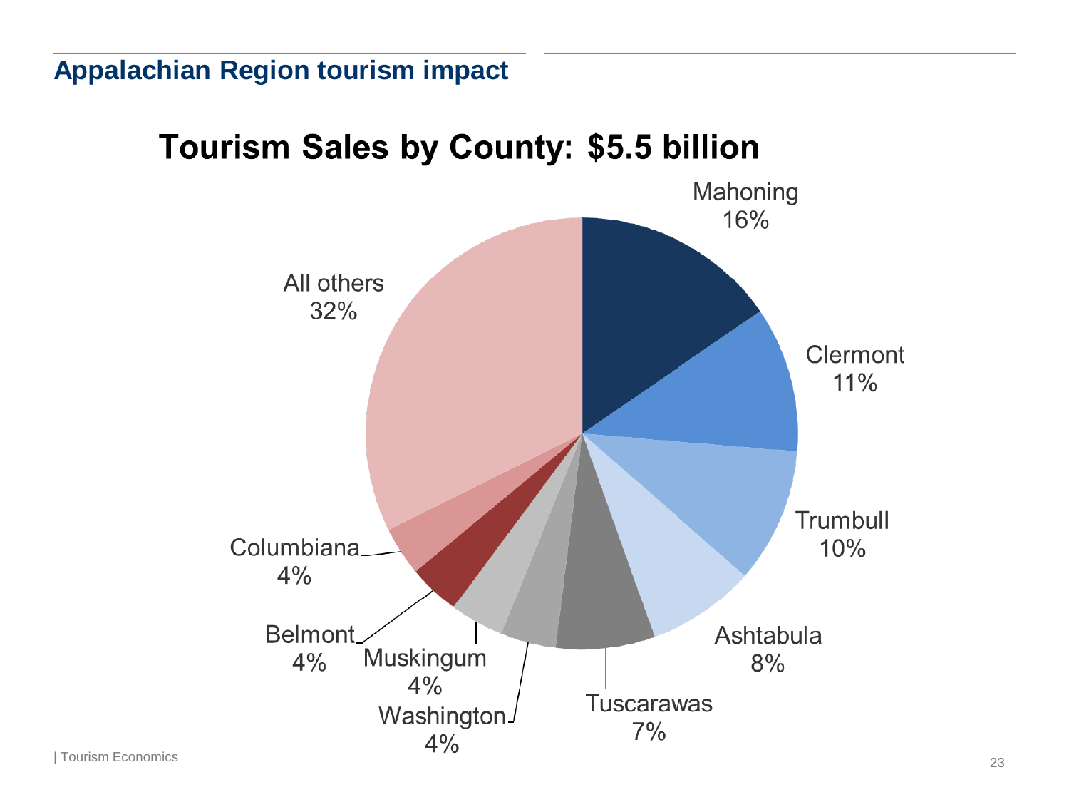## Appalachian Region tourism impact

### Tourism Sales by County: $5.5 billion

| County | Share |
|---|---|
| Mahoning | 16% |
| Clermont | 11% |
| Trumbull | 10% |
| Ashtabula | 8% |
| Tuscarawas | 7% |
| Washington | 4% |
| Muskingum | 4% |
| Belmont | 4% |
| Columbiana | 4% |
| All others | 32% |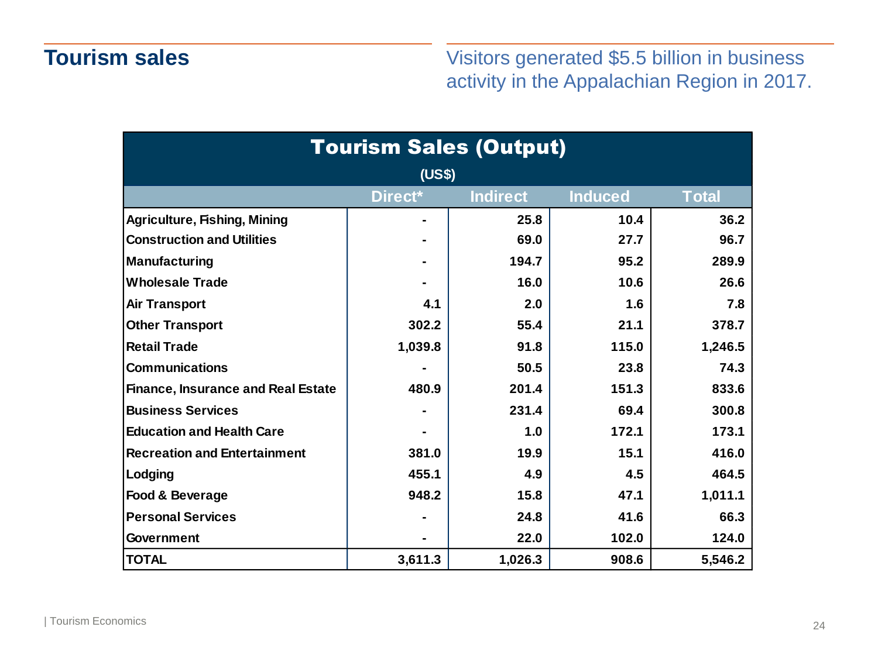## Tourism sales

Visitors generated $5.5 billion in business activity in the Appalachian Region in 2017.

| Tourism Sales (Output) (US$) | | | | |
|---|---|---|---|---|
| | Direct* | Indirect | Induced | Total |
| Agriculture, Fishing, Mining | - | 25.8 | 10.4 | 36.2 |
| Construction and Utilities | - | 69.0 | 27.7 | 96.7 |
| Manufacturing | - | 194.7 | 95.2 | 289.9 |
| Wholesale Trade | - | 16.0 | 10.6 | 26.6 |
| Air Transport | 4.1 | 2.0 | 1.6 | 7.8 |
| Other Transport | 302.2 | 55.4 | 21.1 | 378.7 |
| Retail Trade | 1,039.8 | 91.8 | 115.0 | 1,246.5 |
| Communications | - | 50.5 | 23.8 | 74.3 |
| Finance, Insurance and Real Estate | 480.9 | 201.4 | 151.3 | 833.6 |
| Business Services | - | 231.4 | 69.4 | 300.8 |
| Education and Health Care | - | 1.0 | 172.1 | 173.1 |
| Recreation and Entertainment | 381.0 | 19.9 | 15.1 | 416.0 |
| Lodging | 455.1 | 4.9 | 4.5 | 464.5 |
| Food & Beverage | 948.2 | 15.8 | 47.1 | 1,011.1 |
| Personal Services | - | 24.8 | 41.6 | 66.3 |
| Government | - | 22.0 | 102.0 | 124.0 |
| TOTAL | 3,611.3 | 1,026.3 | 908.6 | 5,546.2 |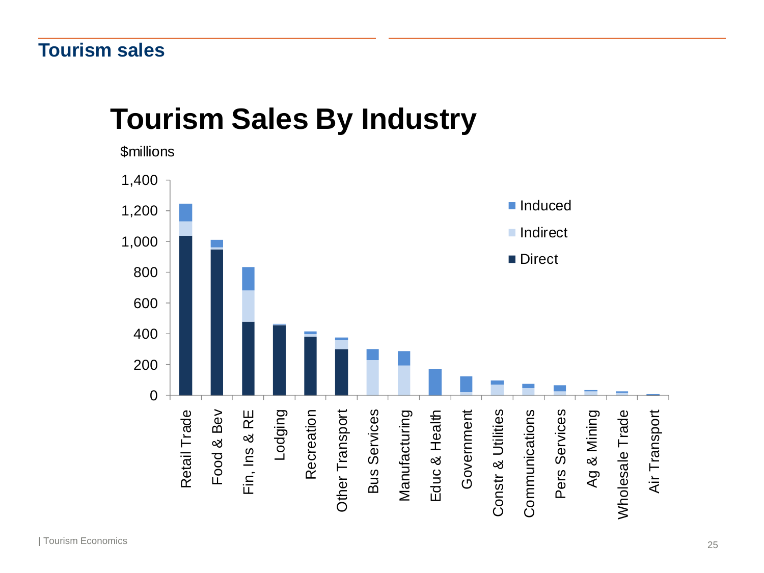## Tourism sales

# Tourism Sales By Industry

$millions

| Industry | Direct | Indirect | Induced |
|---|---|---|---|
| Retail Trade | ~1,040 | ~90 | ~115 |
| Food & Bev | ~950 | ~15 | ~45 |
| Fin, Ins & RE | ~480 | ~200 | ~150 |
| Lodging | ~455 | ~5 | ~5 |
| Recreation | ~385 | ~10 | ~20 |
| Other Transport | ~300 | ~60 | ~15 |
| Bus Services | 0 | ~230 | ~70 |
| Manufacturing | 0 | ~195 | ~90 |
| Educ & Health | 0 | 0 | ~175 |
| Government | 0 | ~20 | ~105 |
| Constr & Utilities | 0 | ~70 | ~25 |
| Communications | 0 | ~45 | ~30 |
| Pers Services | 0 | ~25 | ~40 |
| Ag & Mining | 0 | ~25 | ~5 |
| Wholesale Trade | 0 | ~15 | ~10 |
| Air Transport | 0 | ~5 | ~3 |

Values are approximate, read from a stacked bar chart (y-axis 0 to 1,400).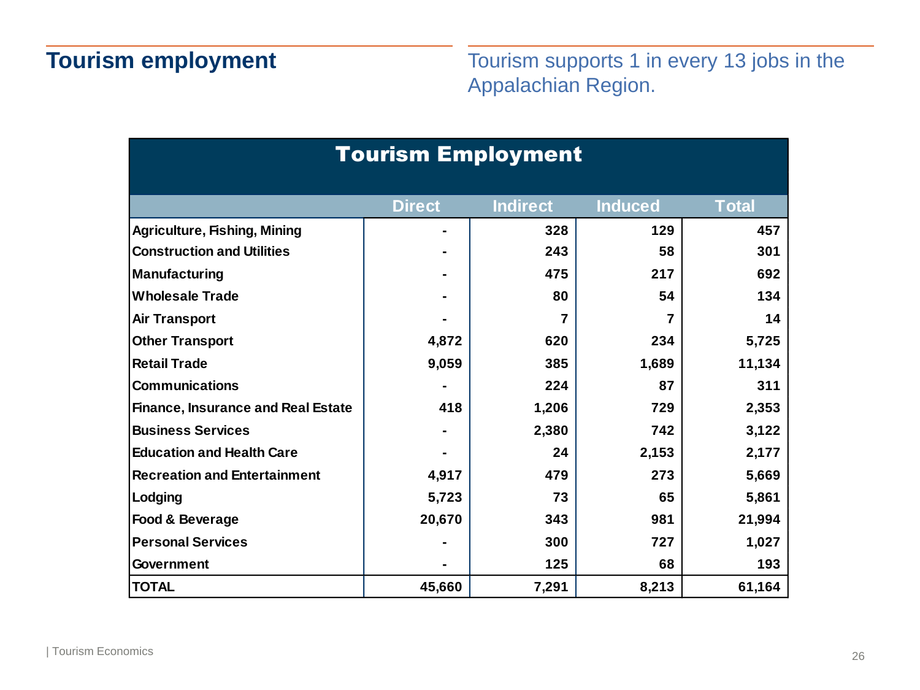## Tourism employment

Tourism supports 1 in every 13 jobs in the Appalachian Region.

| Tourism Employment | | | | |
|---|---|---|---|---|
| | Direct | Indirect | Induced | Total |
| Agriculture, Fishing, Mining | - | 328 | 129 | 457 |
| Construction and Utilities | - | 243 | 58 | 301 |
| Manufacturing | - | 475 | 217 | 692 |
| Wholesale Trade | - | 80 | 54 | 134 |
| Air Transport | - | 7 | 7 | 14 |
| Other Transport | 4,872 | 620 | 234 | 5,725 |
| Retail Trade | 9,059 | 385 | 1,689 | 11,134 |
| Communications | - | 224 | 87 | 311 |
| Finance, Insurance and Real Estate | 418 | 1,206 | 729 | 2,353 |
| Business Services | - | 2,380 | 742 | 3,122 |
| Education and Health Care | - | 24 | 2,153 | 2,177 |
| Recreation and Entertainment | 4,917 | 479 | 273 | 5,669 |
| Lodging | 5,723 | 73 | 65 | 5,861 |
| Food & Beverage | 20,670 | 343 | 981 | 21,994 |
| Personal Services | - | 300 | 727 | 1,027 |
| Government | - | 125 | 68 | 193 |
| TOTAL | 45,660 | 7,291 | 8,213 | 61,164 |

| Tourism Economics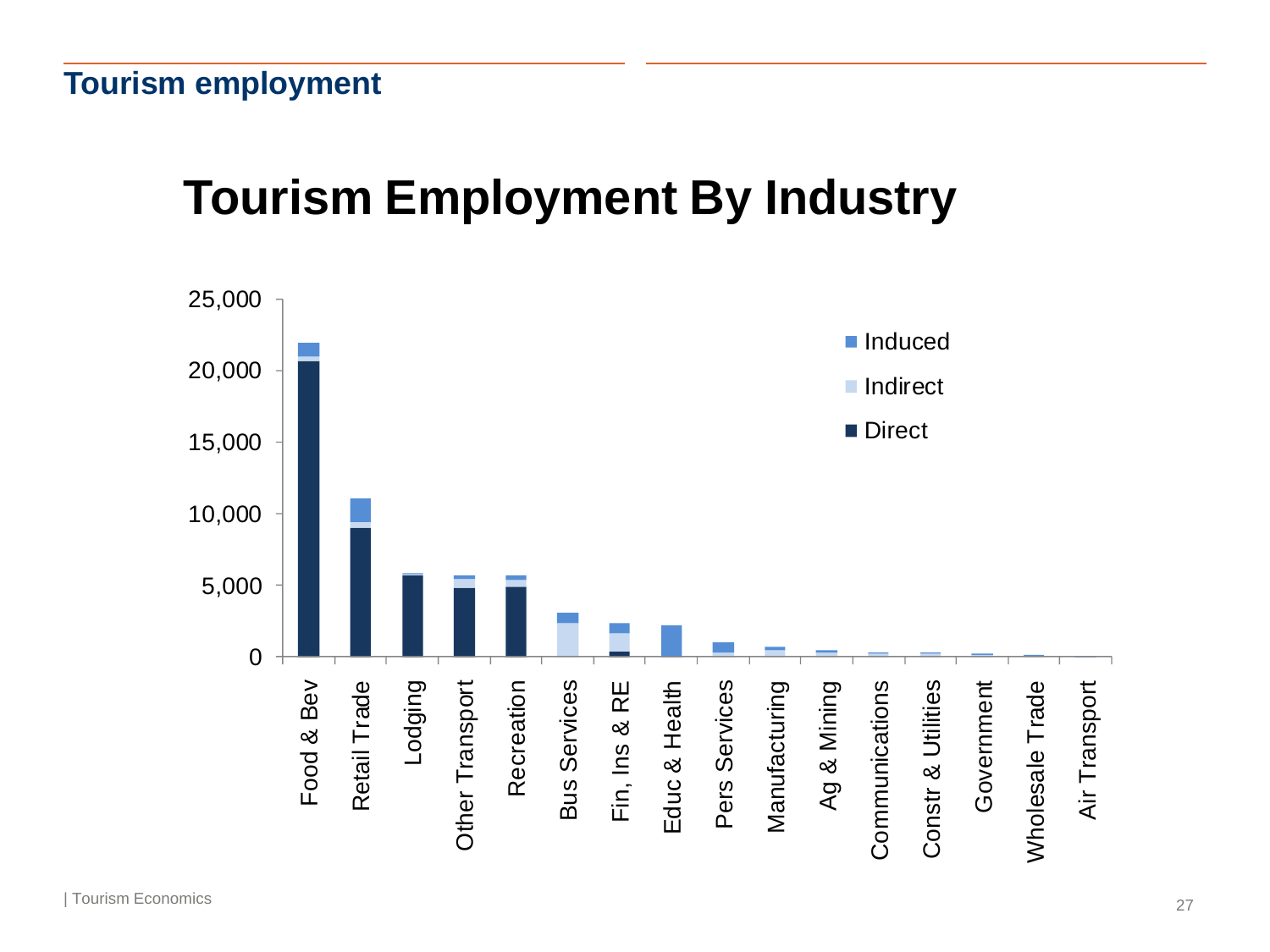## Tourism employment

# Tourism Employment By Industry

Legend: Induced, Indirect, Direct

Y-axis: 0, 5,000, 10,000, 15,000, 20,000, 25,000

Categories: Food & Bev, Retail Trade, Lodging, Other Transport, Recreation, Bus Services, Fin, Ins & RE, Educ & Health, Pers Services, Manufacturing, Ag & Mining, Communications, Constr & Utilities, Government, Wholesale Trade, Air Transport

| Tourism Economics |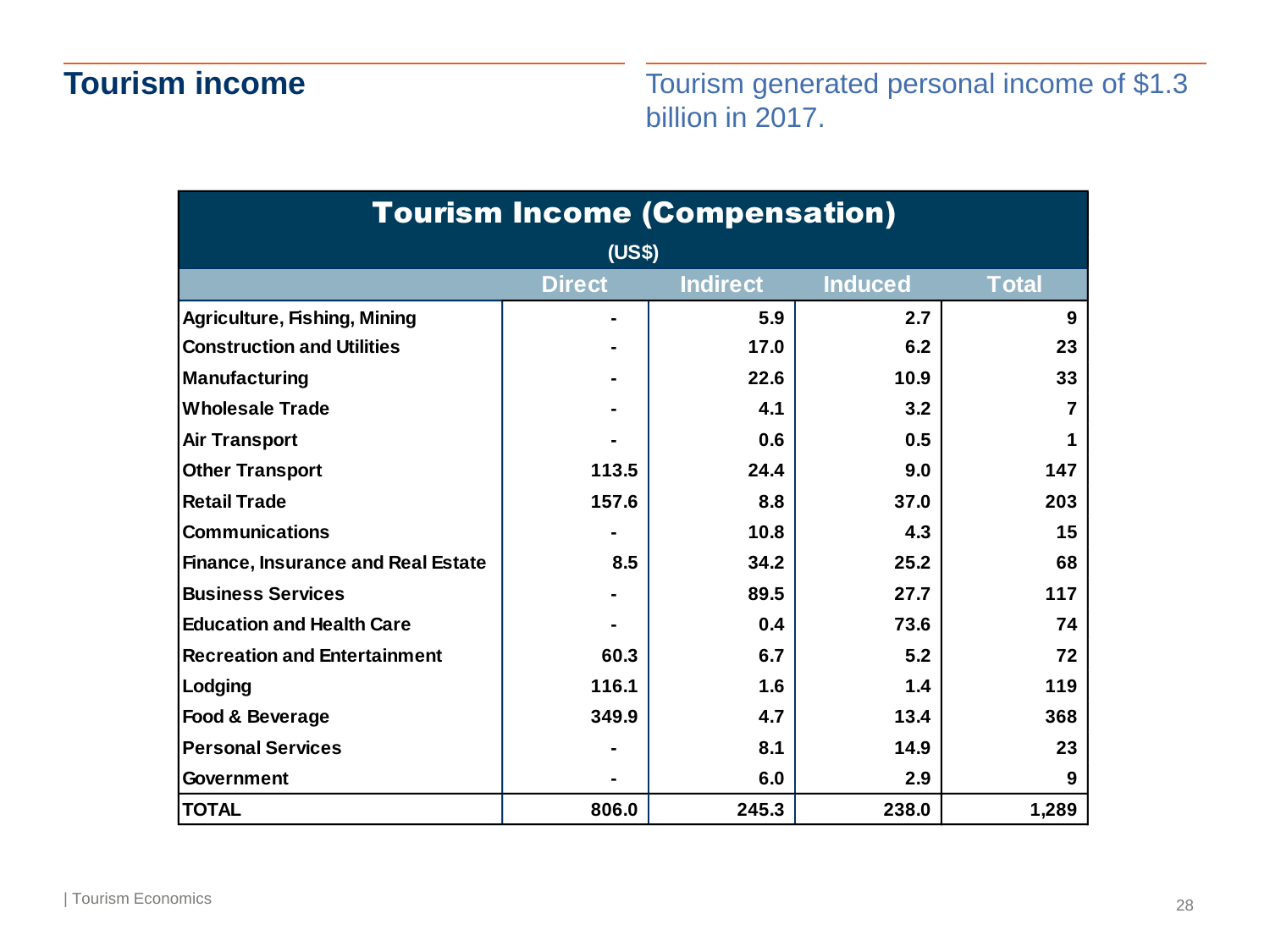## Tourism income

Tourism generated personal income of $1.3 billion in 2017.

| Tourism Income (Compensation) (US$) | | | | |
|---|---|---|---|---|
| | Direct | Indirect | Induced | Total |
| Agriculture, Fishing, Mining | - | 5.9 | 2.7 | 9 |
| Construction and Utilities | - | 17.0 | 6.2 | 23 |
| Manufacturing | - | 22.6 | 10.9 | 33 |
| Wholesale Trade | - | 4.1 | 3.2 | 7 |
| Air Transport | - | 0.6 | 0.5 | 1 |
| Other Transport | 113.5 | 24.4 | 9.0 | 147 |
| Retail Trade | 157.6 | 8.8 | 37.0 | 203 |
| Communications | - | 10.8 | 4.3 | 15 |
| Finance, Insurance and Real Estate | 8.5 | 34.2 | 25.2 | 68 |
| Business Services | - | 89.5 | 27.7 | 117 |
| Education and Health Care | - | 0.4 | 73.6 | 74 |
| Recreation and Entertainment | 60.3 | 6.7 | 5.2 | 72 |
| Lodging | 116.1 | 1.6 | 1.4 | 119 |
| Food & Beverage | 349.9 | 4.7 | 13.4 | 368 |
| Personal Services | - | 8.1 | 14.9 | 23 |
| Government | - | 6.0 | 2.9 | 9 |
| TOTAL | 806.0 | 245.3 | 238.0 | 1,289 |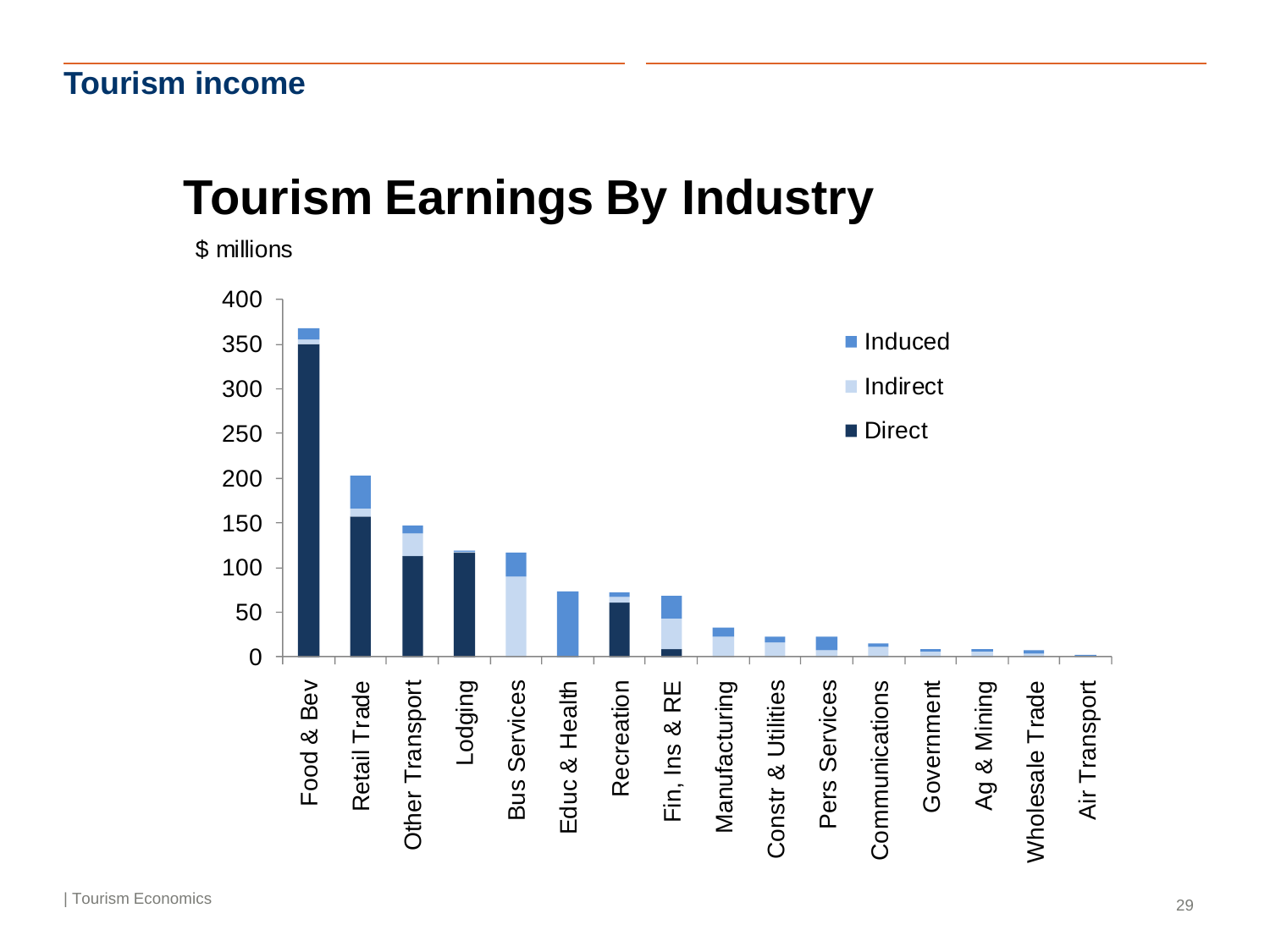## Tourism income

# Tourism Earnings By Industry

$ millions

| Industry | Direct | Indirect | Induced |
|---|---|---|---|
| Food & Bev | | | |
| Retail Trade | | | |
| Other Transport | | | |
| Lodging | | | |
| Bus Services | | | |
| Educ & Health | | | |
| Recreation | | | |
| Fin, Ins & RE | | | |
| Manufacturing | | | |
| Constr & Utilities | | | |
| Pers Services | | | |
| Communications | | | |
| Government | | | |
| Ag & Mining | | | |
| Wholesale Trade | | | |
| Air Transport | | | |

| Tourism Economics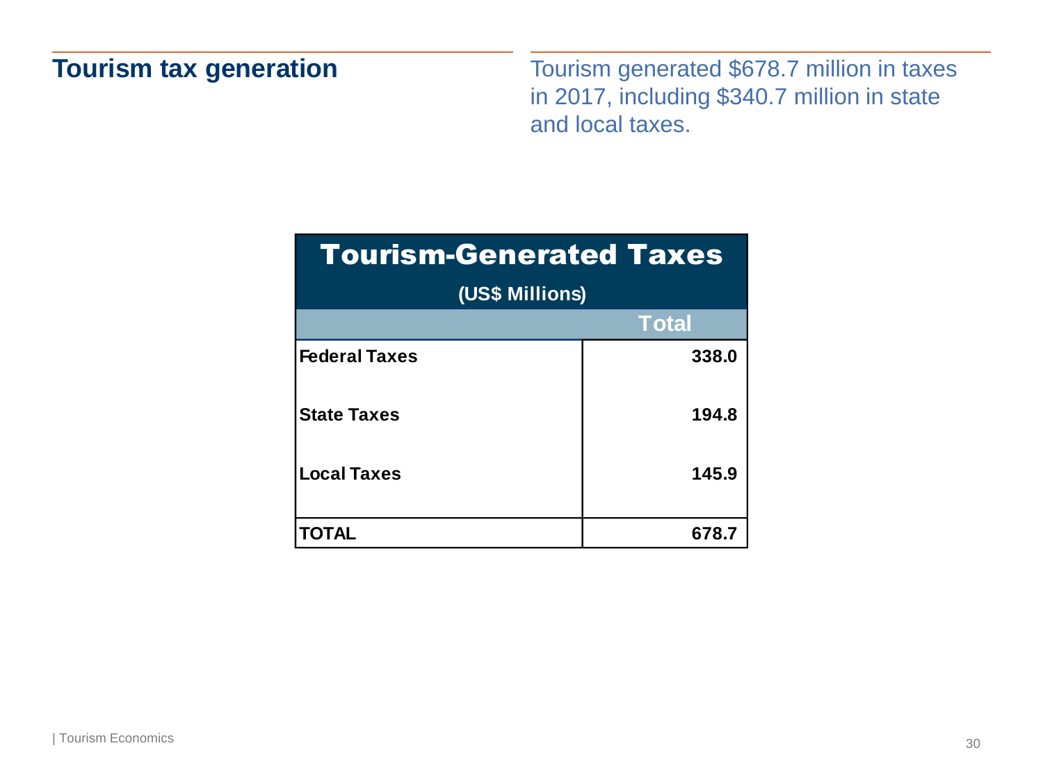## Tourism tax generation

Tourism generated $678.7 million in taxes in 2017, including $340.7 million in state and local taxes.

| Tourism-Generated Taxes (US$ Millions) | |
|---|---|
| | **Total** |
| **Federal Taxes** | **338.0** |
| **State Taxes** | **194.8** |
| **Local Taxes** | **145.9** |
| **TOTAL** | **678.7** |

| Tourism Economics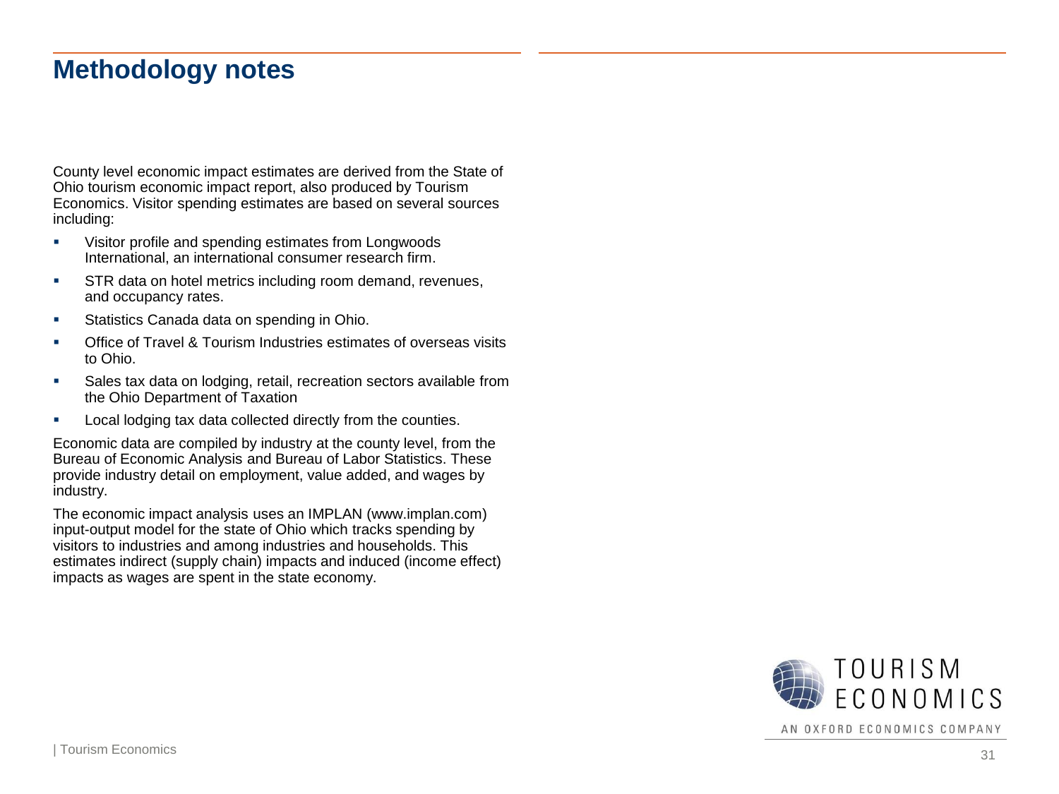# Methodology notes

County level economic impact estimates are derived from the State of Ohio tourism economic impact report, also produced by Tourism Economics. Visitor spending estimates are based on several sources including:

- Visitor profile and spending estimates from Longwoods International, an international consumer research firm.
- STR data on hotel metrics including room demand, revenues, and occupancy rates.
- Statistics Canada data on spending in Ohio.
- Office of Travel & Tourism Industries estimates of overseas visits to Ohio.
- Sales tax data on lodging, retail, recreation sectors available from the Ohio Department of Taxation
- Local lodging tax data collected directly from the counties.

Economic data are compiled by industry at the county level, from the Bureau of Economic Analysis and Bureau of Labor Statistics. These provide industry detail on employment, value added, and wages by industry.

The economic impact analysis uses an IMPLAN (www.implan.com) input-output model for the state of Ohio which tracks spending by visitors to industries and among industries and households. This estimates indirect (supply chain) impacts and induced (income effect) impacts as wages are spent in the state economy.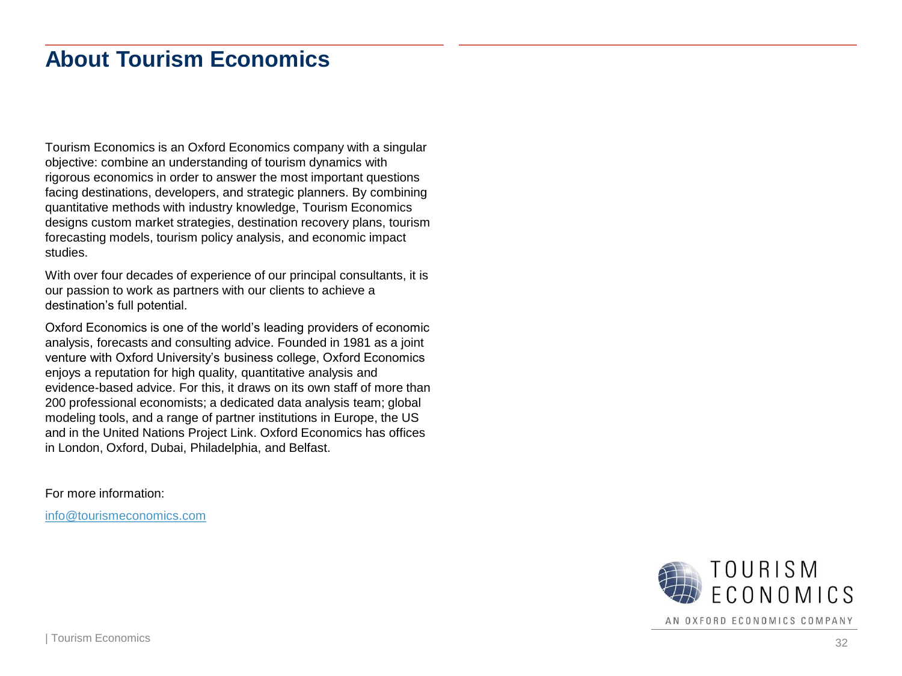# About Tourism Economics

Tourism Economics is an Oxford Economics company with a singular objective: combine an understanding of tourism dynamics with rigorous economics in order to answer the most important questions facing destinations, developers, and strategic planners. By combining quantitative methods with industry knowledge, Tourism Economics designs custom market strategies, destination recovery plans, tourism forecasting models, tourism policy analysis, and economic impact studies.

With over four decades of experience of our principal consultants, it is our passion to work as partners with our clients to achieve a destination's full potential.

Oxford Economics is one of the world's leading providers of economic analysis, forecasts and consulting advice. Founded in 1981 as a joint venture with Oxford University's business college, Oxford Economics enjoys a reputation for high quality, quantitative analysis and evidence-based advice. For this, it draws on its own staff of more than 200 professional economists; a dedicated data analysis team; global modeling tools, and a range of partner institutions in Europe, the US and in the United Nations Project Link. Oxford Economics has offices in London, Oxford, Dubai, Philadelphia, and Belfast.

For more information:

info@tourismeconomics.com

TOURISM ECONOMICS

AN OXFORD ECONOMICS COMPANY